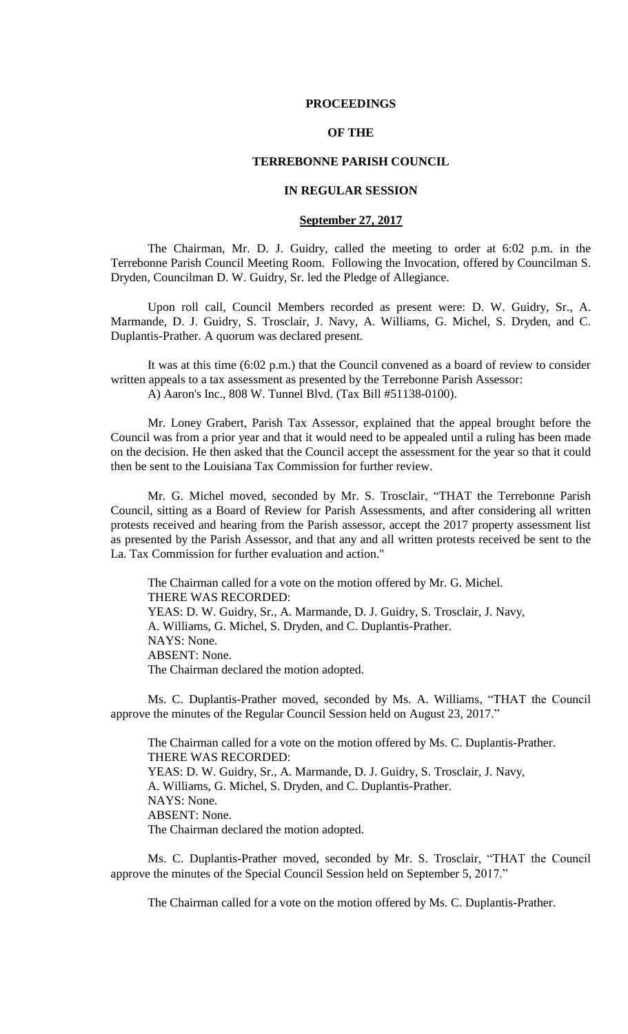# PROCEEDINGS

# OF THE

# TERREBONNE PARISH COUNCIL

# IN REGULAR SESSION

## September 27, 2017

The Chairman, Mr. D. J. Guidry, called the meeting to order at 6:02 p.m. in the Terrebonne Parish Council Meeting Room. Following the Invocation, offered by Councilman S. Dryden, Councilman D. W. Guidry, Sr. led the Pledge of Allegiance.

Upon roll call, Council Members recorded as present were: D. W. Guidry, Sr., A. Marmande, D. J. Guidry, S. Trosclair, J. Navy, A. Williams, G. Michel, S. Dryden, and C. Duplantis-Prather. A quorum was declared present.

It was at this time (6:02 p.m.) that the Council convened as a board of review to consider written appeals to a tax assessment as presented by the Terrebonne Parish Assessor:
A) Aaron's Inc., 808 W. Tunnel Blvd. (Tax Bill #51138-0100).

Mr. Loney Grabert, Parish Tax Assessor, explained that the appeal brought before the Council was from a prior year and that it would need to be appealed until a ruling has been made on the decision. He then asked that the Council accept the assessment for the year so that it could then be sent to the Louisiana Tax Commission for further review.

Mr. G. Michel moved, seconded by Mr. S. Trosclair, "THAT the Terrebonne Parish Council, sitting as a Board of Review for Parish Assessments, and after considering all written protests received and hearing from the Parish assessor, accept the 2017 property assessment list as presented by the Parish Assessor, and that any and all written protests received be sent to the La. Tax Commission for further evaluation and action."

The Chairman called for a vote on the motion offered by Mr. G. Michel.
THERE WAS RECORDED:
YEAS: D. W. Guidry, Sr., A. Marmande, D. J. Guidry, S. Trosclair, J. Navy, A. Williams, G. Michel, S. Dryden, and C. Duplantis-Prather.
NAYS: None.
ABSENT: None.
The Chairman declared the motion adopted.

Ms. C. Duplantis-Prather moved, seconded by Ms. A. Williams, "THAT the Council approve the minutes of the Regular Council Session held on August 23, 2017."

The Chairman called for a vote on the motion offered by Ms. C. Duplantis-Prather.
THERE WAS RECORDED:
YEAS: D. W. Guidry, Sr., A. Marmande, D. J. Guidry, S. Trosclair, J. Navy, A. Williams, G. Michel, S. Dryden, and C. Duplantis-Prather.
NAYS: None.
ABSENT: None.
The Chairman declared the motion adopted.

Ms. C. Duplantis-Prather moved, seconded by Mr. S. Trosclair, "THAT the Council approve the minutes of the Special Council Session held on September 5, 2017."

The Chairman called for a vote on the motion offered by Ms. C. Duplantis-Prather.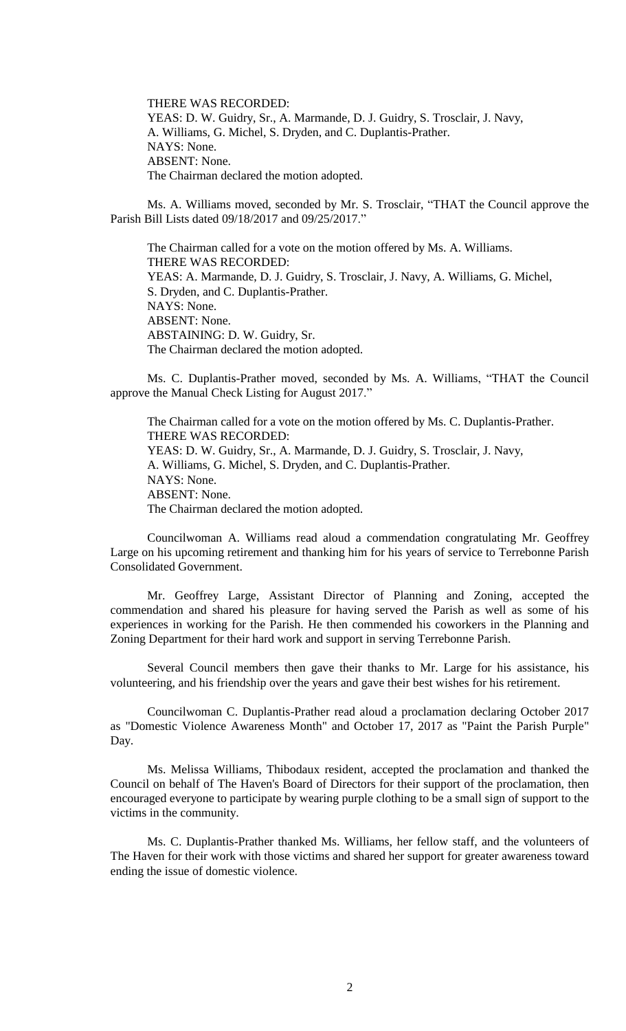THERE WAS RECORDED:
YEAS: D. W. Guidry, Sr., A. Marmande, D. J. Guidry, S. Trosclair, J. Navy, A. Williams, G. Michel, S. Dryden, and C. Duplantis-Prather.
NAYS: None.
ABSENT: None.
The Chairman declared the motion adopted.

Ms. A. Williams moved, seconded by Mr. S. Trosclair, "THAT the Council approve the Parish Bill Lists dated 09/18/2017 and 09/25/2017."

The Chairman called for a vote on the motion offered by Ms. A. Williams.
THERE WAS RECORDED:
YEAS: A. Marmande, D. J. Guidry, S. Trosclair, J. Navy, A. Williams, G. Michel, S. Dryden, and C. Duplantis-Prather.
NAYS: None.
ABSENT: None.
ABSTAINING: D. W. Guidry, Sr.
The Chairman declared the motion adopted.

Ms. C. Duplantis-Prather moved, seconded by Ms. A. Williams, "THAT the Council approve the Manual Check Listing for August 2017."

The Chairman called for a vote on the motion offered by Ms. C. Duplantis-Prather.
THERE WAS RECORDED:
YEAS: D. W. Guidry, Sr., A. Marmande, D. J. Guidry, S. Trosclair, J. Navy, A. Williams, G. Michel, S. Dryden, and C. Duplantis-Prather.
NAYS: None.
ABSENT: None.
The Chairman declared the motion adopted.

Councilwoman A. Williams read aloud a commendation congratulating Mr. Geoffrey Large on his upcoming retirement and thanking him for his years of service to Terrebonne Parish Consolidated Government.

Mr. Geoffrey Large, Assistant Director of Planning and Zoning, accepted the commendation and shared his pleasure for having served the Parish as well as some of his experiences in working for the Parish. He then commended his coworkers in the Planning and Zoning Department for their hard work and support in serving Terrebonne Parish.

Several Council members then gave their thanks to Mr. Large for his assistance, his volunteering, and his friendship over the years and gave their best wishes for his retirement.

Councilwoman C. Duplantis-Prather read aloud a proclamation declaring October 2017 as "Domestic Violence Awareness Month" and October 17, 2017 as "Paint the Parish Purple" Day.

Ms. Melissa Williams, Thibodaux resident, accepted the proclamation and thanked the Council on behalf of The Haven's Board of Directors for their support of the proclamation, then encouraged everyone to participate by wearing purple clothing to be a small sign of support to the victims in the community.

Ms. C. Duplantis-Prather thanked Ms. Williams, her fellow staff, and the volunteers of The Haven for their work with those victims and shared her support for greater awareness toward ending the issue of domestic violence.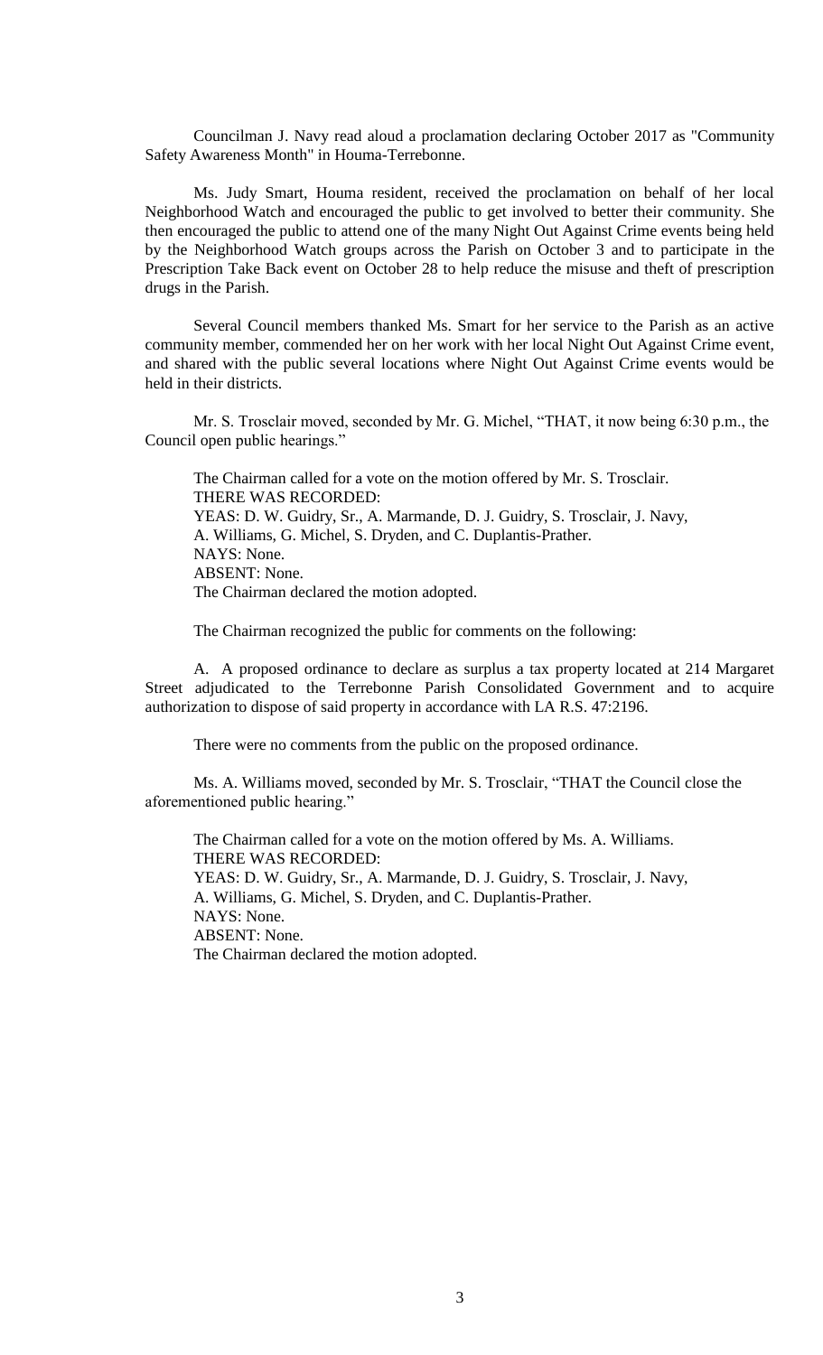Councilman J. Navy read aloud a proclamation declaring October 2017 as "Community Safety Awareness Month" in Houma-Terrebonne.

Ms. Judy Smart, Houma resident, received the proclamation on behalf of her local Neighborhood Watch and encouraged the public to get involved to better their community. She then encouraged the public to attend one of the many Night Out Against Crime events being held by the Neighborhood Watch groups across the Parish on October 3 and to participate in the Prescription Take Back event on October 28 to help reduce the misuse and theft of prescription drugs in the Parish.

Several Council members thanked Ms. Smart for her service to the Parish as an active community member, commended her on her work with her local Night Out Against Crime event, and shared with the public several locations where Night Out Against Crime events would be held in their districts.

Mr. S. Trosclair moved, seconded by Mr. G. Michel, "THAT, it now being 6:30 p.m., the Council open public hearings."

The Chairman called for a vote on the motion offered by Mr. S. Trosclair.
THERE WAS RECORDED:
YEAS: D. W. Guidry, Sr., A. Marmande, D. J. Guidry, S. Trosclair, J. Navy, A. Williams, G. Michel, S. Dryden, and C. Duplantis-Prather.
NAYS: None.
ABSENT: None.
The Chairman declared the motion adopted.

The Chairman recognized the public for comments on the following:

A. A proposed ordinance to declare as surplus a tax property located at 214 Margaret Street adjudicated to the Terrebonne Parish Consolidated Government and to acquire authorization to dispose of said property in accordance with LA R.S. 47:2196.

There were no comments from the public on the proposed ordinance.

Ms. A. Williams moved, seconded by Mr. S. Trosclair, "THAT the Council close the aforementioned public hearing."

The Chairman called for a vote on the motion offered by Ms. A. Williams.
THERE WAS RECORDED:
YEAS: D. W. Guidry, Sr., A. Marmande, D. J. Guidry, S. Trosclair, J. Navy, A. Williams, G. Michel, S. Dryden, and C. Duplantis-Prather.
NAYS: None.
ABSENT: None.
The Chairman declared the motion adopted.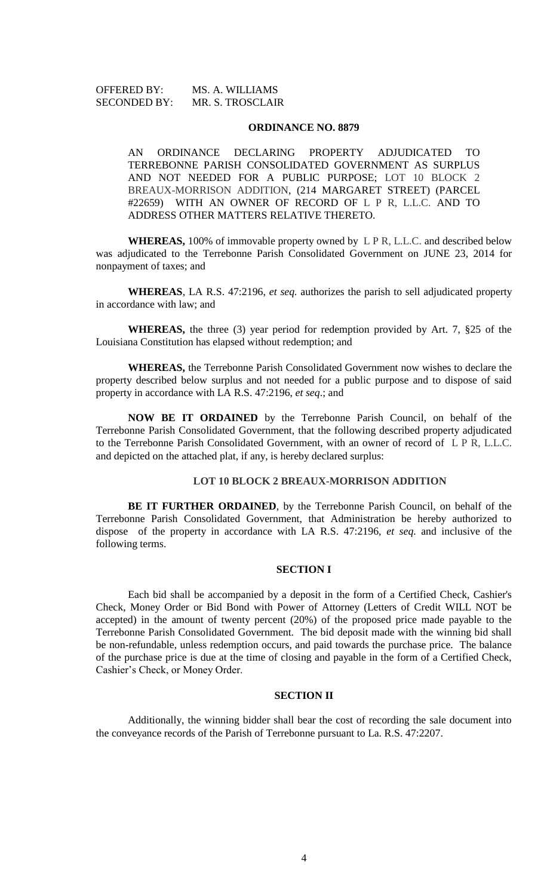OFFERED BY: MS. A. WILLIAMS
SECONDED BY: MR. S. TROSCLAIR

**ORDINANCE NO. 8879**

AN ORDINANCE DECLARING PROPERTY ADJUDICATED TO TERREBONNE PARISH CONSOLIDATED GOVERNMENT AS SURPLUS AND NOT NEEDED FOR A PUBLIC PURPOSE; LOT 10 BLOCK 2 BREAUX-MORRISON ADDITION, (214 MARGARET STREET) (PARCEL #22659) WITH AN OWNER OF RECORD OF L P R, L.L.C. AND TO ADDRESS OTHER MATTERS RELATIVE THERETO.

**WHEREAS,** 100% of immovable property owned by L P R, L.L.C. and described below was adjudicated to the Terrebonne Parish Consolidated Government on JUNE 23, 2014 for nonpayment of taxes; and

**WHEREAS**, LA R.S. 47:2196, *et seq.* authorizes the parish to sell adjudicated property in accordance with law; and

**WHEREAS,** the three (3) year period for redemption provided by Art. 7, §25 of the Louisiana Constitution has elapsed without redemption; and

**WHEREAS,** the Terrebonne Parish Consolidated Government now wishes to declare the property described below surplus and not needed for a public purpose and to dispose of said property in accordance with LA R.S. 47:2196, *et seq*.; and

**NOW BE IT ORDAINED** by the Terrebonne Parish Council, on behalf of the Terrebonne Parish Consolidated Government, that the following described property adjudicated to the Terrebonne Parish Consolidated Government, with an owner of record of L P R, L.L.C. and depicted on the attached plat, if any, is hereby declared surplus:

**LOT 10 BLOCK 2 BREAUX-MORRISON ADDITION**

**BE IT FURTHER ORDAINED**, by the Terrebonne Parish Council, on behalf of the Terrebonne Parish Consolidated Government, that Administration be hereby authorized to dispose of the property in accordance with LA R.S. 47:2196, *et seq*. and inclusive of the following terms.

**SECTION I**

Each bid shall be accompanied by a deposit in the form of a Certified Check, Cashier's Check, Money Order or Bid Bond with Power of Attorney (Letters of Credit WILL NOT be accepted) in the amount of twenty percent (20%) of the proposed price made payable to the Terrebonne Parish Consolidated Government. The bid deposit made with the winning bid shall be non-refundable, unless redemption occurs, and paid towards the purchase price. The balance of the purchase price is due at the time of closing and payable in the form of a Certified Check, Cashier's Check, or Money Order.

**SECTION II**

Additionally, the winning bidder shall bear the cost of recording the sale document into the conveyance records of the Parish of Terrebonne pursuant to La. R.S. 47:2207.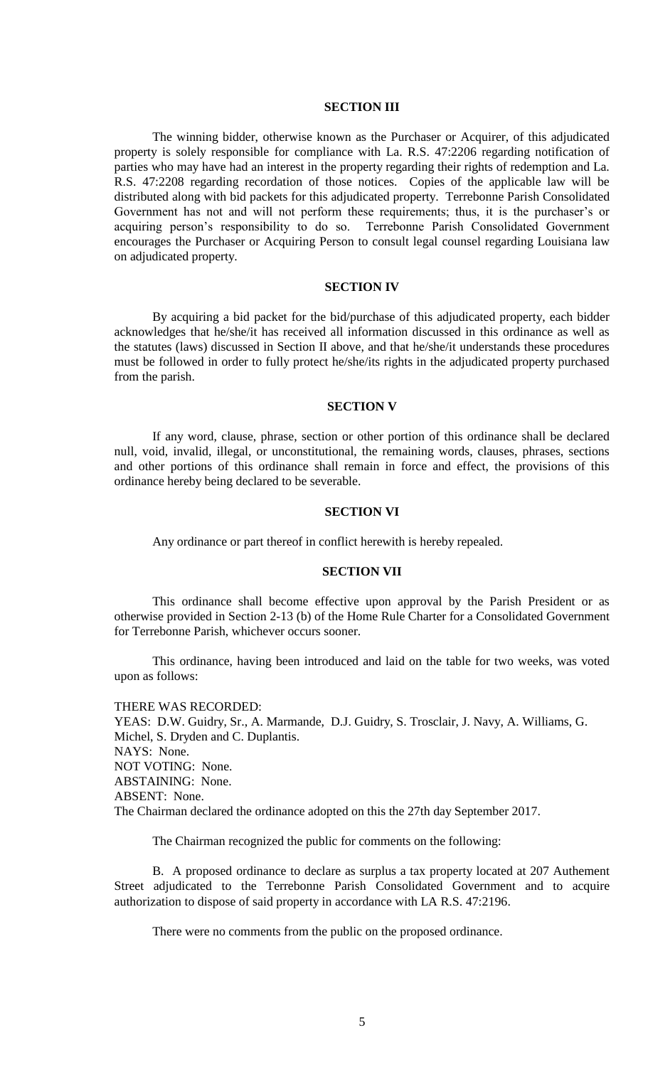### SECTION III

The winning bidder, otherwise known as the Purchaser or Acquirer, of this adjudicated property is solely responsible for compliance with La. R.S. 47:2206 regarding notification of parties who may have had an interest in the property regarding their rights of redemption and La. R.S. 47:2208 regarding recordation of those notices. Copies of the applicable law will be distributed along with bid packets for this adjudicated property. Terrebonne Parish Consolidated Government has not and will not perform these requirements; thus, it is the purchaser's or acquiring person's responsibility to do so. Terrebonne Parish Consolidated Government encourages the Purchaser or Acquiring Person to consult legal counsel regarding Louisiana law on adjudicated property.

### SECTION IV

By acquiring a bid packet for the bid/purchase of this adjudicated property, each bidder acknowledges that he/she/it has received all information discussed in this ordinance as well as the statutes (laws) discussed in Section II above, and that he/she/it understands these procedures must be followed in order to fully protect he/she/its rights in the adjudicated property purchased from the parish.

### SECTION V

If any word, clause, phrase, section or other portion of this ordinance shall be declared null, void, invalid, illegal, or unconstitutional, the remaining words, clauses, phrases, sections and other portions of this ordinance shall remain in force and effect, the provisions of this ordinance hereby being declared to be severable.

### SECTION VI

Any ordinance or part thereof in conflict herewith is hereby repealed.

### SECTION VII

This ordinance shall become effective upon approval by the Parish President or as otherwise provided in Section 2-13 (b) of the Home Rule Charter for a Consolidated Government for Terrebonne Parish, whichever occurs sooner.

This ordinance, having been introduced and laid on the table for two weeks, was voted upon as follows:

THERE WAS RECORDED:
YEAS: D.W. Guidry, Sr., A. Marmande, D.J. Guidry, S. Trosclair, J. Navy, A. Williams, G. Michel, S. Dryden and C. Duplantis.
NAYS: None.
NOT VOTING: None.
ABSTAINING: None.
ABSENT: None.
The Chairman declared the ordinance adopted on this the 27th day September 2017.

The Chairman recognized the public for comments on the following:

B. A proposed ordinance to declare as surplus a tax property located at 207 Authement Street adjudicated to the Terrebonne Parish Consolidated Government and to acquire authorization to dispose of said property in accordance with LA R.S. 47:2196.

There were no comments from the public on the proposed ordinance.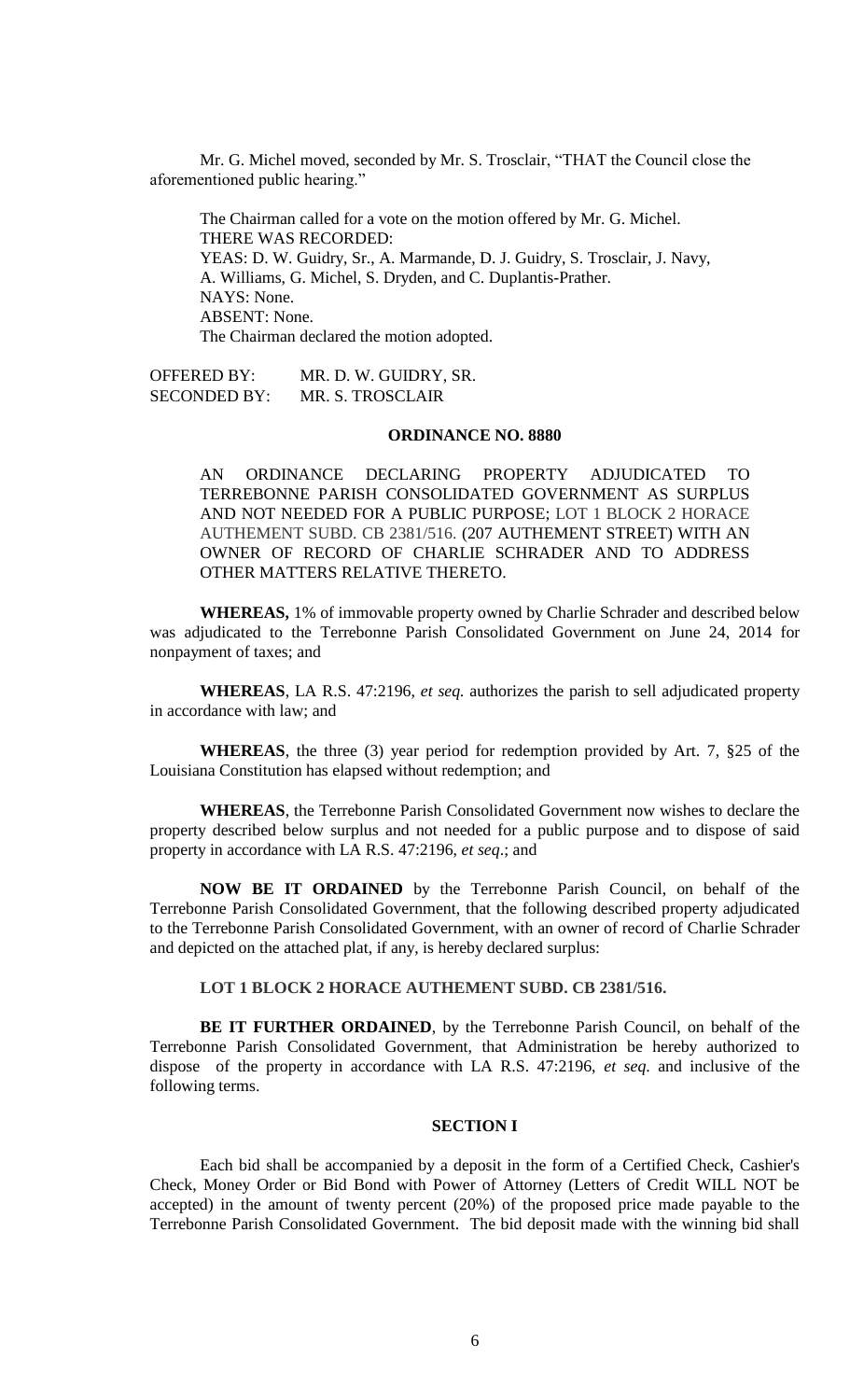Mr. G. Michel moved, seconded by Mr. S. Trosclair, "THAT the Council close the aforementioned public hearing."

The Chairman called for a vote on the motion offered by Mr. G. Michel.
THERE WAS RECORDED:
YEAS: D. W. Guidry, Sr., A. Marmande, D. J. Guidry, S. Trosclair, J. Navy, A. Williams, G. Michel, S. Dryden, and C. Duplantis-Prather.
NAYS: None.
ABSENT: None.
The Chairman declared the motion adopted.

OFFERED BY: MR. D. W. GUIDRY, SR.
SECONDED BY: MR. S. TROSCLAIR

**ORDINANCE NO. 8880**

AN ORDINANCE DECLARING PROPERTY ADJUDICATED TO TERREBONNE PARISH CONSOLIDATED GOVERNMENT AS SURPLUS AND NOT NEEDED FOR A PUBLIC PURPOSE; LOT 1 BLOCK 2 HORACE AUTHEMENT SUBD. CB 2381/516. (207 AUTHEMENT STREET) WITH AN OWNER OF RECORD OF CHARLIE SCHRADER AND TO ADDRESS OTHER MATTERS RELATIVE THERETO.

**WHEREAS,** 1% of immovable property owned by Charlie Schrader and described below was adjudicated to the Terrebonne Parish Consolidated Government on June 24, 2014 for nonpayment of taxes; and

**WHEREAS**, LA R.S. 47:2196, *et seq.* authorizes the parish to sell adjudicated property in accordance with law; and

**WHEREAS**, the three (3) year period for redemption provided by Art. 7, §25 of the Louisiana Constitution has elapsed without redemption; and

**WHEREAS**, the Terrebonne Parish Consolidated Government now wishes to declare the property described below surplus and not needed for a public purpose and to dispose of said property in accordance with LA R.S. 47:2196, *et seq*.; and

**NOW BE IT ORDAINED** by the Terrebonne Parish Council, on behalf of the Terrebonne Parish Consolidated Government, that the following described property adjudicated to the Terrebonne Parish Consolidated Government, with an owner of record of Charlie Schrader and depicted on the attached plat, if any, is hereby declared surplus:

**LOT 1 BLOCK 2 HORACE AUTHEMENT SUBD. CB 2381/516.**

**BE IT FURTHER ORDAINED**, by the Terrebonne Parish Council, on behalf of the Terrebonne Parish Consolidated Government, that Administration be hereby authorized to dispose of the property in accordance with LA R.S. 47:2196, *et seq.* and inclusive of the following terms.

**SECTION I**

Each bid shall be accompanied by a deposit in the form of a Certified Check, Cashier's Check, Money Order or Bid Bond with Power of Attorney (Letters of Credit WILL NOT be accepted) in the amount of twenty percent (20%) of the proposed price made payable to the Terrebonne Parish Consolidated Government. The bid deposit made with the winning bid shall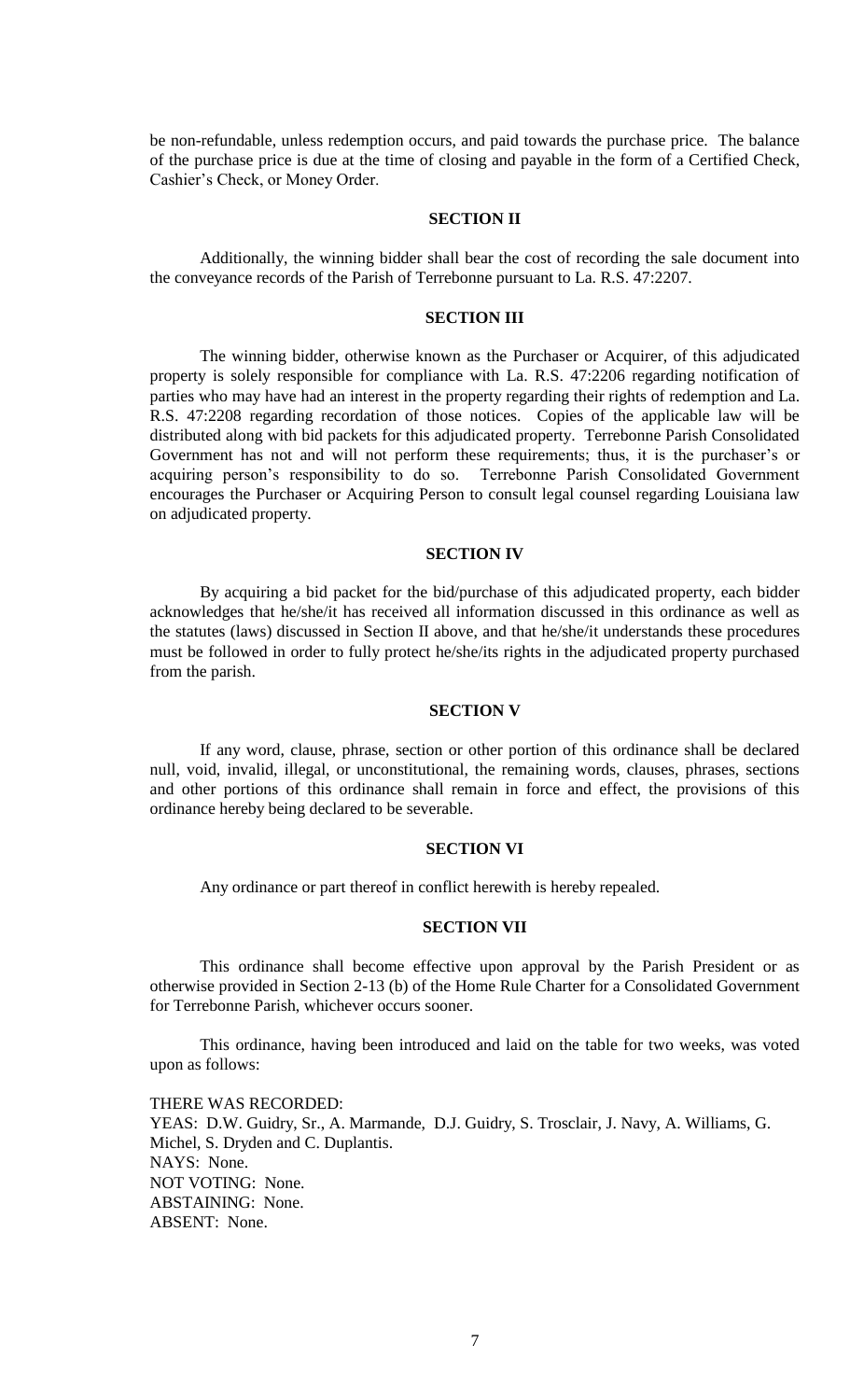be non-refundable, unless redemption occurs, and paid towards the purchase price. The balance of the purchase price is due at the time of closing and payable in the form of a Certified Check, Cashier's Check, or Money Order.

**SECTION II**

Additionally, the winning bidder shall bear the cost of recording the sale document into the conveyance records of the Parish of Terrebonne pursuant to La. R.S. 47:2207.

**SECTION III**

The winning bidder, otherwise known as the Purchaser or Acquirer, of this adjudicated property is solely responsible for compliance with La. R.S. 47:2206 regarding notification of parties who may have had an interest in the property regarding their rights of redemption and La. R.S. 47:2208 regarding recordation of those notices. Copies of the applicable law will be distributed along with bid packets for this adjudicated property. Terrebonne Parish Consolidated Government has not and will not perform these requirements; thus, it is the purchaser's or acquiring person's responsibility to do so. Terrebonne Parish Consolidated Government encourages the Purchaser or Acquiring Person to consult legal counsel regarding Louisiana law on adjudicated property.

**SECTION IV**

By acquiring a bid packet for the bid/purchase of this adjudicated property, each bidder acknowledges that he/she/it has received all information discussed in this ordinance as well as the statutes (laws) discussed in Section II above, and that he/she/it understands these procedures must be followed in order to fully protect he/she/its rights in the adjudicated property purchased from the parish.

**SECTION V**

If any word, clause, phrase, section or other portion of this ordinance shall be declared null, void, invalid, illegal, or unconstitutional, the remaining words, clauses, phrases, sections and other portions of this ordinance shall remain in force and effect, the provisions of this ordinance hereby being declared to be severable.

**SECTION VI**

Any ordinance or part thereof in conflict herewith is hereby repealed.

**SECTION VII**

This ordinance shall become effective upon approval by the Parish President or as otherwise provided in Section 2-13 (b) of the Home Rule Charter for a Consolidated Government for Terrebonne Parish, whichever occurs sooner.

This ordinance, having been introduced and laid on the table for two weeks, was voted upon as follows:

THERE WAS RECORDED:
YEAS: D.W. Guidry, Sr., A. Marmande, D.J. Guidry, S. Trosclair, J. Navy, A. Williams, G. Michel, S. Dryden and C. Duplantis.
NAYS: None.
NOT VOTING: None.
ABSTAINING: None.
ABSENT: None.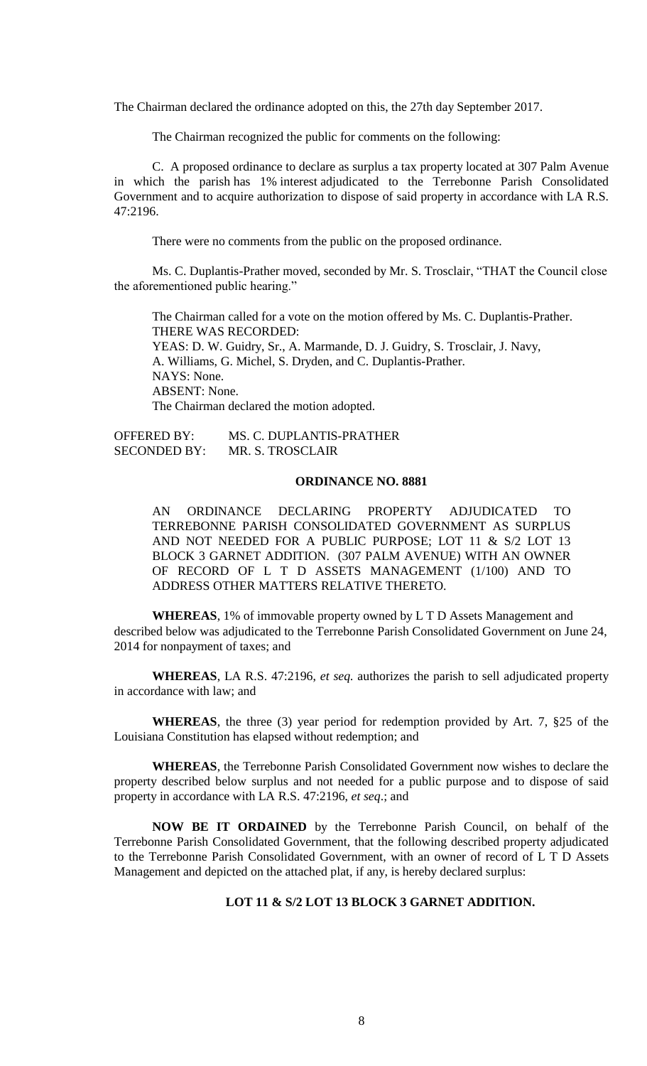The Chairman declared the ordinance adopted on this, the 27th day September 2017.

The Chairman recognized the public for comments on the following:

C. A proposed ordinance to declare as surplus a tax property located at 307 Palm Avenue in which the parish has 1% interest adjudicated to the Terrebonne Parish Consolidated Government and to acquire authorization to dispose of said property in accordance with LA R.S. 47:2196.

There were no comments from the public on the proposed ordinance.

Ms. C. Duplantis-Prather moved, seconded by Mr. S. Trosclair, "THAT the Council close the aforementioned public hearing."

The Chairman called for a vote on the motion offered by Ms. C. Duplantis-Prather.
THERE WAS RECORDED:
YEAS: D. W. Guidry, Sr., A. Marmande, D. J. Guidry, S. Trosclair, J. Navy, A. Williams, G. Michel, S. Dryden, and C. Duplantis-Prather.
NAYS: None.
ABSENT: None.
The Chairman declared the motion adopted.

OFFERED BY: MS. C. DUPLANTIS-PRATHER
SECONDED BY: MR. S. TROSCLAIR

**ORDINANCE NO. 8881**

AN ORDINANCE DECLARING PROPERTY ADJUDICATED TO TERREBONNE PARISH CONSOLIDATED GOVERNMENT AS SURPLUS AND NOT NEEDED FOR A PUBLIC PURPOSE; LOT 11 & S/2 LOT 13 BLOCK 3 GARNET ADDITION. (307 PALM AVENUE) WITH AN OWNER OF RECORD OF L T D ASSETS MANAGEMENT (1/100) AND TO ADDRESS OTHER MATTERS RELATIVE THERETO.

**WHEREAS**, 1% of immovable property owned by L T D Assets Management and described below was adjudicated to the Terrebonne Parish Consolidated Government on June 24, 2014 for nonpayment of taxes; and

**WHEREAS**, LA R.S. 47:2196, *et seq.* authorizes the parish to sell adjudicated property in accordance with law; and

**WHEREAS**, the three (3) year period for redemption provided by Art. 7, §25 of the Louisiana Constitution has elapsed without redemption; and

**WHEREAS**, the Terrebonne Parish Consolidated Government now wishes to declare the property described below surplus and not needed for a public purpose and to dispose of said property in accordance with LA R.S. 47:2196, *et seq*.; and

**NOW BE IT ORDAINED** by the Terrebonne Parish Council, on behalf of the Terrebonne Parish Consolidated Government, that the following described property adjudicated to the Terrebonne Parish Consolidated Government, with an owner of record of L T D Assets Management and depicted on the attached plat, if any, is hereby declared surplus:

**LOT 11 & S/2 LOT 13 BLOCK 3 GARNET ADDITION.**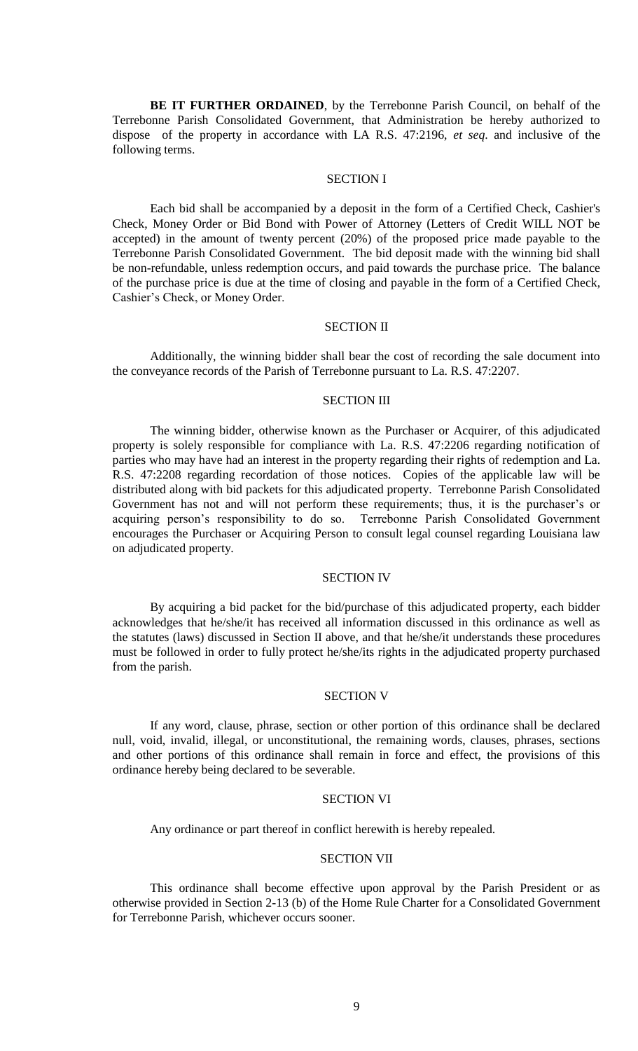**BE IT FURTHER ORDAINED**, by the Terrebonne Parish Council, on behalf of the Terrebonne Parish Consolidated Government, that Administration be hereby authorized to dispose of the property in accordance with LA R.S. 47:2196, *et seq.* and inclusive of the following terms.

SECTION I

Each bid shall be accompanied by a deposit in the form of a Certified Check, Cashier's Check, Money Order or Bid Bond with Power of Attorney (Letters of Credit WILL NOT be accepted) in the amount of twenty percent (20%) of the proposed price made payable to the Terrebonne Parish Consolidated Government. The bid deposit made with the winning bid shall be non-refundable, unless redemption occurs, and paid towards the purchase price. The balance of the purchase price is due at the time of closing and payable in the form of a Certified Check, Cashier's Check, or Money Order.

SECTION II

Additionally, the winning bidder shall bear the cost of recording the sale document into the conveyance records of the Parish of Terrebonne pursuant to La. R.S. 47:2207.

SECTION III

The winning bidder, otherwise known as the Purchaser or Acquirer, of this adjudicated property is solely responsible for compliance with La. R.S. 47:2206 regarding notification of parties who may have had an interest in the property regarding their rights of redemption and La. R.S. 47:2208 regarding recordation of those notices. Copies of the applicable law will be distributed along with bid packets for this adjudicated property. Terrebonne Parish Consolidated Government has not and will not perform these requirements; thus, it is the purchaser's or acquiring person's responsibility to do so. Terrebonne Parish Consolidated Government encourages the Purchaser or Acquiring Person to consult legal counsel regarding Louisiana law on adjudicated property.

SECTION IV

By acquiring a bid packet for the bid/purchase of this adjudicated property, each bidder acknowledges that he/she/it has received all information discussed in this ordinance as well as the statutes (laws) discussed in Section II above, and that he/she/it understands these procedures must be followed in order to fully protect he/she/its rights in the adjudicated property purchased from the parish.

SECTION V

If any word, clause, phrase, section or other portion of this ordinance shall be declared null, void, invalid, illegal, or unconstitutional, the remaining words, clauses, phrases, sections and other portions of this ordinance shall remain in force and effect, the provisions of this ordinance hereby being declared to be severable.

SECTION VI

Any ordinance or part thereof in conflict herewith is hereby repealed.

SECTION VII

This ordinance shall become effective upon approval by the Parish President or as otherwise provided in Section 2-13 (b) of the Home Rule Charter for a Consolidated Government for Terrebonne Parish, whichever occurs sooner.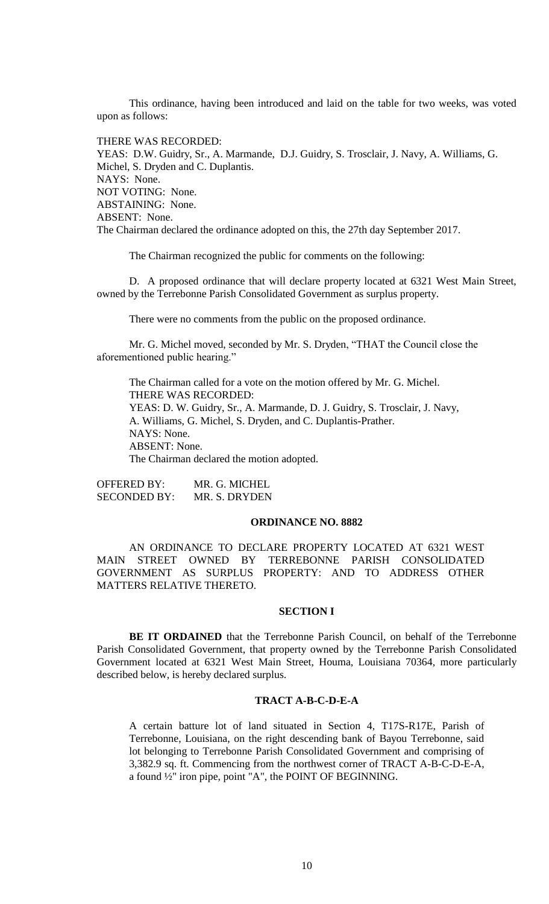This ordinance, having been introduced and laid on the table for two weeks, was voted upon as follows:

THERE WAS RECORDED:
YEAS: D.W. Guidry, Sr., A. Marmande, D.J. Guidry, S. Trosclair, J. Navy, A. Williams, G. Michel, S. Dryden and C. Duplantis.
NAYS: None.
NOT VOTING: None.
ABSTAINING: None.
ABSENT: None.
The Chairman declared the ordinance adopted on this, the 27th day September 2017.

The Chairman recognized the public for comments on the following:

D. A proposed ordinance that will declare property located at 6321 West Main Street, owned by the Terrebonne Parish Consolidated Government as surplus property.

There were no comments from the public on the proposed ordinance.

Mr. G. Michel moved, seconded by Mr. S. Dryden, "THAT the Council close the aforementioned public hearing."

The Chairman called for a vote on the motion offered by Mr. G. Michel.
THERE WAS RECORDED:
YEAS: D. W. Guidry, Sr., A. Marmande, D. J. Guidry, S. Trosclair, J. Navy, A. Williams, G. Michel, S. Dryden, and C. Duplantis-Prather.
NAYS: None.
ABSENT: None.
The Chairman declared the motion adopted.

OFFERED BY: MR. G. MICHEL
SECONDED BY: MR. S. DRYDEN

## ORDINANCE NO. 8882

AN ORDINANCE TO DECLARE PROPERTY LOCATED AT 6321 WEST MAIN STREET OWNED BY TERREBONNE PARISH CONSOLIDATED GOVERNMENT AS SURPLUS PROPERTY: AND TO ADDRESS OTHER MATTERS RELATIVE THERETO.

### SECTION I

**BE IT ORDAINED** that the Terrebonne Parish Council, on behalf of the Terrebonne Parish Consolidated Government, that property owned by the Terrebonne Parish Consolidated Government located at 6321 West Main Street, Houma, Louisiana 70364, more particularly described below, is hereby declared surplus.

### TRACT A-B-C-D-E-A

A certain batture lot of land situated in Section 4, T17S-R17E, Parish of Terrebonne, Louisiana, on the right descending bank of Bayou Terrebonne, said lot belonging to Terrebonne Parish Consolidated Government and comprising of 3,382.9 sq. ft. Commencing from the northwest corner of TRACT A-B-C-D-E-A, a found ½" iron pipe, point "A", the POINT OF BEGINNING.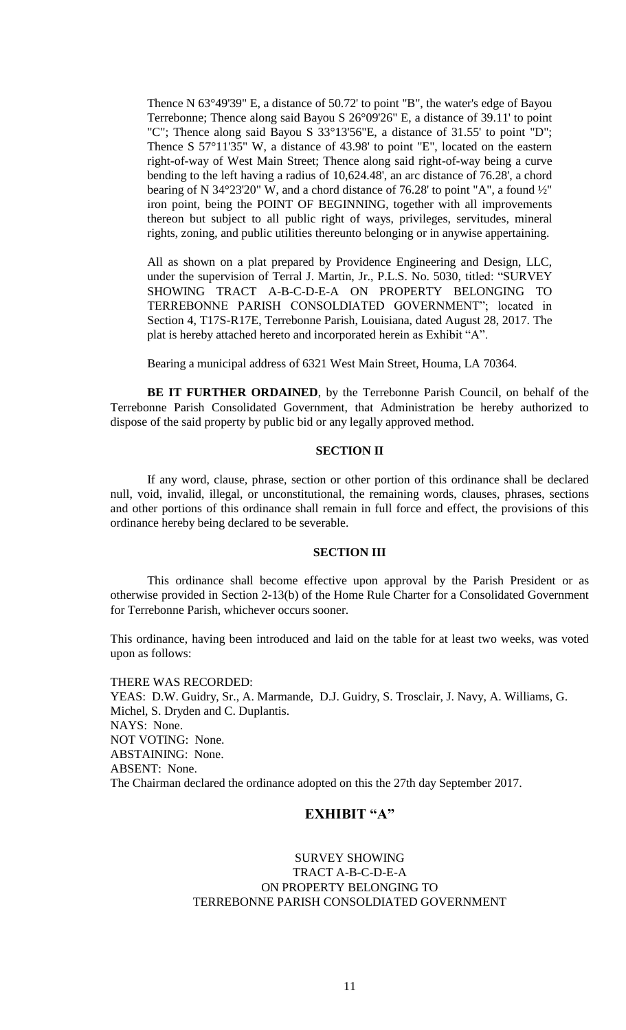Thence N 63°49'39" E, a distance of 50.72' to point "B", the water's edge of Bayou Terrebonne; Thence along said Bayou S 26°09'26" E, a distance of 39.11' to point "C"; Thence along said Bayou S 33°13'56"E, a distance of 31.55' to point "D"; Thence S 57°11'35" W, a distance of 43.98' to point "E", located on the eastern right-of-way of West Main Street; Thence along said right-of-way being a curve bending to the left having a radius of 10,624.48', an arc distance of 76.28', a chord bearing of N 34°23'20" W, and a chord distance of 76.28' to point "A", a found ½" iron point, being the POINT OF BEGINNING, together with all improvements thereon but subject to all public right of ways, privileges, servitudes, mineral rights, zoning, and public utilities thereunto belonging or in anywise appertaining.

All as shown on a plat prepared by Providence Engineering and Design, LLC, under the supervision of Terral J. Martin, Jr., P.L.S. No. 5030, titled: "SURVEY SHOWING TRACT A-B-C-D-E-A ON PROPERTY BELONGING TO TERREBONNE PARISH CONSOLDIATED GOVERNMENT"; located in Section 4, T17S-R17E, Terrebonne Parish, Louisiana, dated August 28, 2017. The plat is hereby attached hereto and incorporated herein as Exhibit "A".

Bearing a municipal address of 6321 West Main Street, Houma, LA 70364.

**BE IT FURTHER ORDAINED**, by the Terrebonne Parish Council, on behalf of the Terrebonne Parish Consolidated Government, that Administration be hereby authorized to dispose of the said property by public bid or any legally approved method.

## SECTION II

If any word, clause, phrase, section or other portion of this ordinance shall be declared null, void, invalid, illegal, or unconstitutional, the remaining words, clauses, phrases, sections and other portions of this ordinance shall remain in full force and effect, the provisions of this ordinance hereby being declared to be severable.

## SECTION III

This ordinance shall become effective upon approval by the Parish President or as otherwise provided in Section 2-13(b) of the Home Rule Charter for a Consolidated Government for Terrebonne Parish, whichever occurs sooner.

This ordinance, having been introduced and laid on the table for at least two weeks, was voted upon as follows:

THERE WAS RECORDED:
YEAS: D.W. Guidry, Sr., A. Marmande, D.J. Guidry, S. Trosclair, J. Navy, A. Williams, G. Michel, S. Dryden and C. Duplantis.
NAYS: None.
NOT VOTING: None.
ABSTAINING: None.
ABSENT: None.
The Chairman declared the ordinance adopted on this the 27th day September 2017.

## EXHIBIT "A"

SURVEY SHOWING
TRACT A-B-C-D-E-A
ON PROPERTY BELONGING TO
TERREBONNE PARISH CONSOLDIATED GOVERNMENT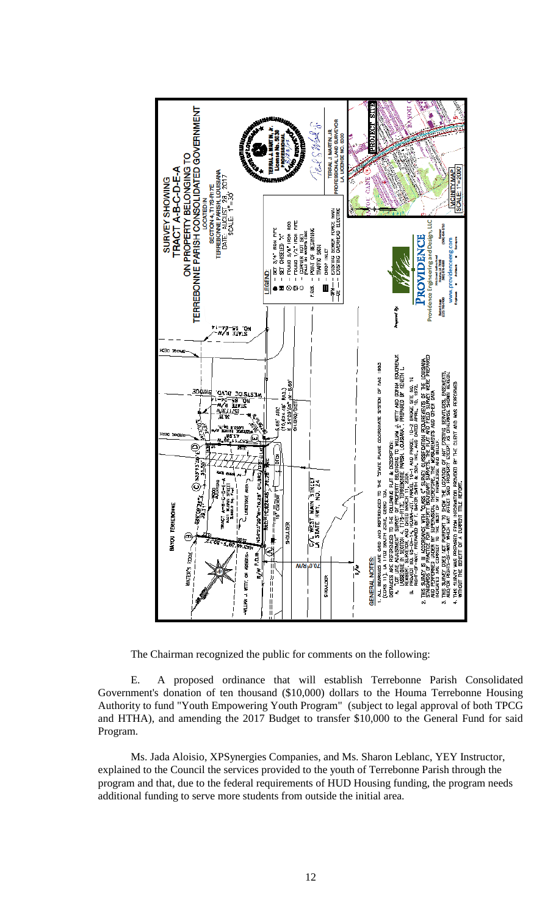**SURVEY SHOWING
TRACT A-B-C-D-E-A
ON PROPERTY BELONGING TO
TERREBONNE PARISH CONSOLIDATED GOVERNMENT**

LOCATED IN
SECTION 4, T17S-R17E
TERREBONNE PARISH, LOUISIANA
DATE: AUGUST 28, 2017
SCALE: 1" = 30'

**LEGEND**

- SET 5/8" IRON PIPE
- SET CHISELED "X"
- FOUND 5/8" IRON ROD
- FOUND 1/2" IRON PIPE
- CORNER NOT SET
- P.O.B. - POINT OF BEGINNING
- TRAFFIC SIGN
- DROP INLET
- SFM - EXISTING SEWER FORCE MAIN
- OE - EXISTING OVERHEAD ELECTRIC

TERAL J. MARTIN, JR.
PROFESSIONAL LAND SURVEYOR
LA LICENSE NO. 5030

VICINITY MAP
SCALE: 1" = 2000'

PROJECT SITE

Prepared By:
PROVIDENCE Engineering and Design, LLC
www.providenceeng.com

**GENERAL NOTES:**

1. ALL BEARINGS ARE GRID AND REFERENCED TO THE "STATE PLANE COORDINATE SYSTEM OF NAD 1983 ... LA SOUTH ZONE." DISTANCES ARE REFERENCED TO THE FOLLOWING PLAT & DESCRIPTION:
   A. "LOT LINE ADJUSTMENT" SURVEY OF PROPERTY BELONGING TO WILLIAM J. WITTY AND DONNA BOUDREAUX ... TERREBONNE PARISH, LOUISIANA, PREPARED BY KEITH L. ... AND DATED MARCH 11, 2014.
   B. ... PARCEL ... DATED APRIL ...
2. THIS SURVEY IS IN ACCORDANCE WITH "CLASS C" SURVEY CLASSIFICATION REQUIREMENTS OF THE LOUISIANA STANDARDS OF PRACTICE FOR PROPERTY BOUNDARY SURVEYS. THE PLAT AND FIELD SURVEY WERE PREPARED AND PERFORMED UNDER MY SUPERVISION, THEREFORE THE MEASUREMENTS AND OTHER DATA INDICATED ARE CORRECT TO THE BEST OF MY KNOWLEDGE AND BELIEF.
3. THIS SURVEY DOES NOT PURPORT TO SHOW THE LOCATION OF ANY EXISTING SERVITUDES, EASEMENTS, AND/OR RIGHTS-OF-WAY WHICH MAY AFFECT SAID PROPERTY EXCEPT AS OTHERWISE SHOWN HEREON.
4. THIS SURVEY WAS PREPARED FROM INFORMATION PROVIDED BY THE CLIENT AND WAS PERFORMED WITHOUT THE BENEFIT OF A CURRENT TITLE REPORT.

---

The Chairman recognized the public for comments on the following:

E. A proposed ordinance that will establish Terrebonne Parish Consolidated Government's donation of ten thousand ($10,000) dollars to the Houma Terrebonne Housing Authority to fund "Youth Empowering Youth Program" (subject to legal approval of both TPCG and HTHA), and amending the 2017 Budget to transfer $10,000 to the General Fund for said Program.

Ms. Jada Aloisio, XPSynergies Companies, and Ms. Sharon Leblanc, YEY Instructor, explained to the Council the services provided to the youth of Terrebonne Parish through the program and that, due to the federal requirements of HUD Housing funding, the program needs additional funding to serve more students from outside the initial area.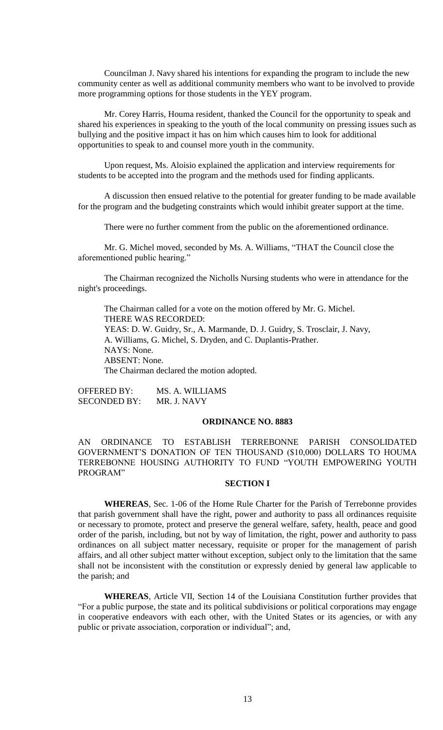Councilman J. Navy shared his intentions for expanding the program to include the new community center as well as additional community members who want to be involved to provide more programming options for those students in the YEY program.

Mr. Corey Harris, Houma resident, thanked the Council for the opportunity to speak and shared his experiences in speaking to the youth of the local community on pressing issues such as bullying and the positive impact it has on him which causes him to look for additional opportunities to speak to and counsel more youth in the community.

Upon request, Ms. Aloisio explained the application and interview requirements for students to be accepted into the program and the methods used for finding applicants.

A discussion then ensued relative to the potential for greater funding to be made available for the program and the budgeting constraints which would inhibit greater support at the time.

There were no further comment from the public on the aforementioned ordinance.

Mr. G. Michel moved, seconded by Ms. A. Williams, "THAT the Council close the aforementioned public hearing."

The Chairman recognized the Nicholls Nursing students who were in attendance for the night's proceedings.

The Chairman called for a vote on the motion offered by Mr. G. Michel.
THERE WAS RECORDED:
YEAS: D. W. Guidry, Sr., A. Marmande, D. J. Guidry, S. Trosclair, J. Navy, A. Williams, G. Michel, S. Dryden, and C. Duplantis-Prather.
NAYS: None.
ABSENT: None.
The Chairman declared the motion adopted.

OFFERED BY: MS. A. WILLIAMS
SECONDED BY: MR. J. NAVY

**ORDINANCE NO. 8883**

AN ORDINANCE TO ESTABLISH TERREBONNE PARISH CONSOLIDATED GOVERNMENT'S DONATION OF TEN THOUSAND ($10,000) DOLLARS TO HOUMA TERREBONNE HOUSING AUTHORITY TO FUND "YOUTH EMPOWERING YOUTH PROGRAM"

**SECTION I**

**WHEREAS**, Sec. 1-06 of the Home Rule Charter for the Parish of Terrebonne provides that parish government shall have the right, power and authority to pass all ordinances requisite or necessary to promote, protect and preserve the general welfare, safety, health, peace and good order of the parish, including, but not by way of limitation, the right, power and authority to pass ordinances on all subject matter necessary, requisite or proper for the management of parish affairs, and all other subject matter without exception, subject only to the limitation that the same shall not be inconsistent with the constitution or expressly denied by general law applicable to the parish; and

**WHEREAS**, Article VII, Section 14 of the Louisiana Constitution further provides that "For a public purpose, the state and its political subdivisions or political corporations may engage in cooperative endeavors with each other, with the United States or its agencies, or with any public or private association, corporation or individual"; and,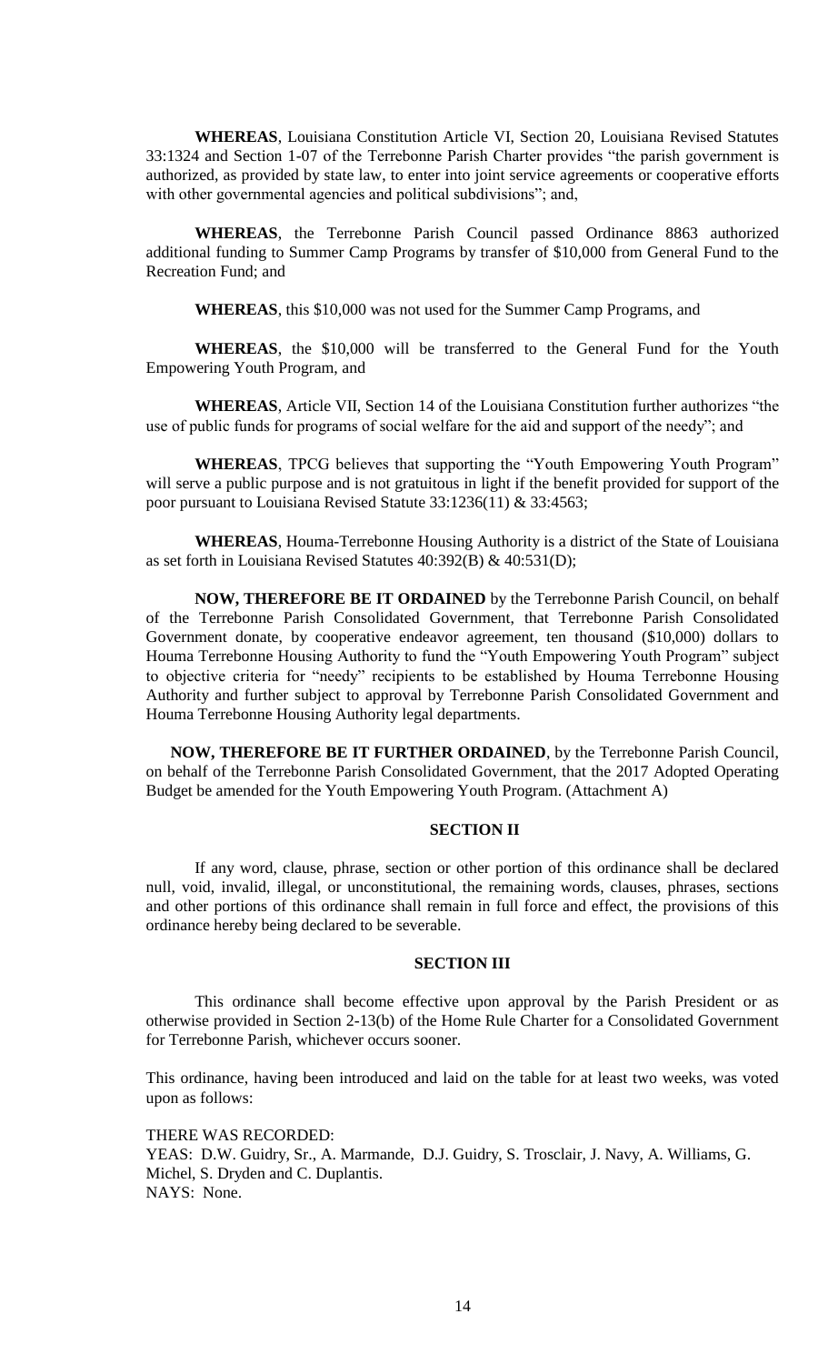**WHEREAS**, Louisiana Constitution Article VI, Section 20, Louisiana Revised Statutes 33:1324 and Section 1-07 of the Terrebonne Parish Charter provides "the parish government is authorized, as provided by state law, to enter into joint service agreements or cooperative efforts with other governmental agencies and political subdivisions"; and,

**WHEREAS**, the Terrebonne Parish Council passed Ordinance 8863 authorized additional funding to Summer Camp Programs by transfer of $10,000 from General Fund to the Recreation Fund; and

**WHEREAS**, this $10,000 was not used for the Summer Camp Programs, and

**WHEREAS**, the $10,000 will be transferred to the General Fund for the Youth Empowering Youth Program, and

**WHEREAS**, Article VII, Section 14 of the Louisiana Constitution further authorizes "the use of public funds for programs of social welfare for the aid and support of the needy"; and

**WHEREAS**, TPCG believes that supporting the "Youth Empowering Youth Program" will serve a public purpose and is not gratuitous in light if the benefit provided for support of the poor pursuant to Louisiana Revised Statute 33:1236(11) & 33:4563;

**WHEREAS**, Houma-Terrebonne Housing Authority is a district of the State of Louisiana as set forth in Louisiana Revised Statutes 40:392(B) & 40:531(D);

**NOW, THEREFORE BE IT ORDAINED** by the Terrebonne Parish Council, on behalf of the Terrebonne Parish Consolidated Government, that Terrebonne Parish Consolidated Government donate, by cooperative endeavor agreement, ten thousand ($10,000) dollars to Houma Terrebonne Housing Authority to fund the "Youth Empowering Youth Program" subject to objective criteria for "needy" recipients to be established by Houma Terrebonne Housing Authority and further subject to approval by Terrebonne Parish Consolidated Government and Houma Terrebonne Housing Authority legal departments.

**NOW, THEREFORE BE IT FURTHER ORDAINED**, by the Terrebonne Parish Council, on behalf of the Terrebonne Parish Consolidated Government, that the 2017 Adopted Operating Budget be amended for the Youth Empowering Youth Program. (Attachment A)

## SECTION II

If any word, clause, phrase, section or other portion of this ordinance shall be declared null, void, invalid, illegal, or unconstitutional, the remaining words, clauses, phrases, sections and other portions of this ordinance shall remain in full force and effect, the provisions of this ordinance hereby being declared to be severable.

## SECTION III

This ordinance shall become effective upon approval by the Parish President or as otherwise provided in Section 2-13(b) of the Home Rule Charter for a Consolidated Government for Terrebonne Parish, whichever occurs sooner.

This ordinance, having been introduced and laid on the table for at least two weeks, was voted upon as follows:

THERE WAS RECORDED:
YEAS: D.W. Guidry, Sr., A. Marmande, D.J. Guidry, S. Trosclair, J. Navy, A. Williams, G. Michel, S. Dryden and C. Duplantis.
NAYS: None.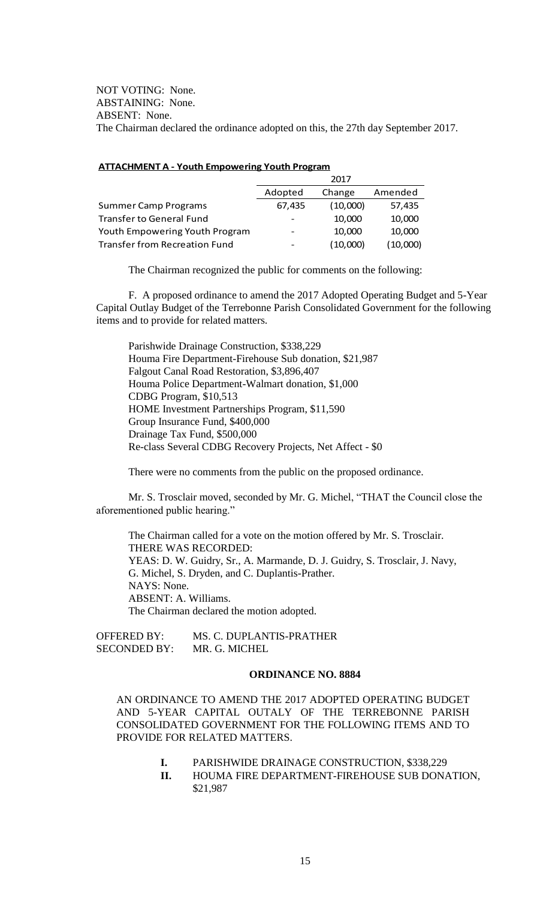NOT VOTING: None.
ABSTAINING: None.
ABSENT: None.
The Chairman declared the ordinance adopted on this, the 27th day September 2017.

**ATTACHMENT A - Youth Empowering Youth Program**

| | 2017 | | |
|---|---|---|---|
| | Adopted | Change | Amended |
| Summer Camp Programs | 67,435 | (10,000) | 57,435 |
| Transfer to General Fund | - | 10,000 | 10,000 |
| Youth Empowering Youth Program | - | 10,000 | 10,000 |
| Transfer from Recreation Fund | - | (10,000) | (10,000) |

The Chairman recognized the public for comments on the following:

F. A proposed ordinance to amend the 2017 Adopted Operating Budget and 5-Year Capital Outlay Budget of the Terrebonne Parish Consolidated Government for the following items and to provide for related matters.

Parishwide Drainage Construction, $338,229
Houma Fire Department-Firehouse Sub donation, $21,987
Falgout Canal Road Restoration, $3,896,407
Houma Police Department-Walmart donation, $1,000
CDBG Program, $10,513
HOME Investment Partnerships Program, $11,590
Group Insurance Fund, $400,000
Drainage Tax Fund, $500,000
Re-class Several CDBG Recovery Projects, Net Affect - $0

There were no comments from the public on the proposed ordinance.

Mr. S. Trosclair moved, seconded by Mr. G. Michel, "THAT the Council close the aforementioned public hearing."

The Chairman called for a vote on the motion offered by Mr. S. Trosclair.
THERE WAS RECORDED:
YEAS: D. W. Guidry, Sr., A. Marmande, D. J. Guidry, S. Trosclair, J. Navy, G. Michel, S. Dryden, and C. Duplantis-Prather.
NAYS: None.
ABSENT: A. Williams.
The Chairman declared the motion adopted.

OFFERED BY: MS. C. DUPLANTIS-PRATHER
SECONDED BY: MR. G. MICHEL

**ORDINANCE NO. 8884**

AN ORDINANCE TO AMEND THE 2017 ADOPTED OPERATING BUDGET AND 5-YEAR CAPITAL OUTALY OF THE TERREBONNE PARISH CONSOLIDATED GOVERNMENT FOR THE FOLLOWING ITEMS AND TO PROVIDE FOR RELATED MATTERS.

**I.** PARISHWIDE DRAINAGE CONSTRUCTION, $338,229
**II.** HOUMA FIRE DEPARTMENT-FIREHOUSE SUB DONATION, $21,987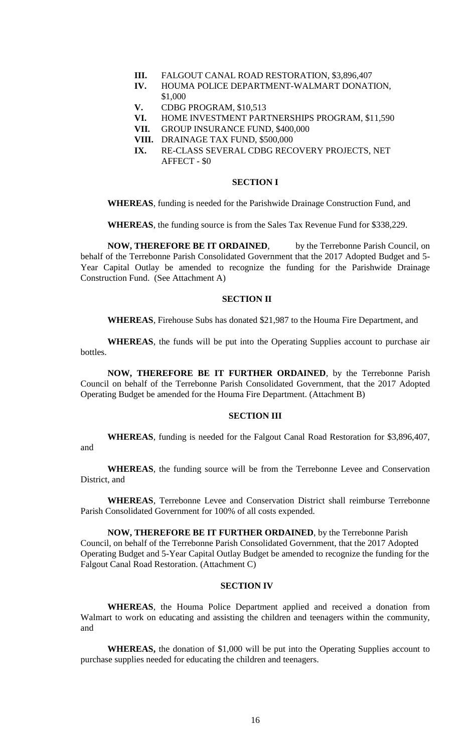- **III.** FALGOUT CANAL ROAD RESTORATION, $3,896,407
- **IV.** HOUMA POLICE DEPARTMENT-WALMART DONATION, $1,000
- **V.** CDBG PROGRAM, $10,513
- **VI.** HOME INVESTMENT PARTNERSHIPS PROGRAM, $11,590
- **VII.** GROUP INSURANCE FUND, $400,000
- **VIII.** DRAINAGE TAX FUND, $500,000
- **IX.** RE-CLASS SEVERAL CDBG RECOVERY PROJECTS, NET AFFECT - $0

**SECTION I**

**WHEREAS**, funding is needed for the Parishwide Drainage Construction Fund, and

**WHEREAS**, the funding source is from the Sales Tax Revenue Fund for $338,229.

**NOW, THEREFORE BE IT ORDAINED**, by the Terrebonne Parish Council, on behalf of the Terrebonne Parish Consolidated Government that the 2017 Adopted Budget and 5-Year Capital Outlay be amended to recognize the funding for the Parishwide Drainage Construction Fund. (See Attachment A)

**SECTION II**

**WHEREAS**, Firehouse Subs has donated $21,987 to the Houma Fire Department, and

**WHEREAS**, the funds will be put into the Operating Supplies account to purchase air bottles.

**NOW, THEREFORE BE IT FURTHER ORDAINED**, by the Terrebonne Parish Council on behalf of the Terrebonne Parish Consolidated Government, that the 2017 Adopted Operating Budget be amended for the Houma Fire Department. (Attachment B)

**SECTION III**

**WHEREAS**, funding is needed for the Falgout Canal Road Restoration for $3,896,407, and

**WHEREAS**, the funding source will be from the Terrebonne Levee and Conservation District, and

**WHEREAS**, Terrebonne Levee and Conservation District shall reimburse Terrebonne Parish Consolidated Government for 100% of all costs expended.

**NOW, THEREFORE BE IT FURTHER ORDAINED**, by the Terrebonne Parish Council, on behalf of the Terrebonne Parish Consolidated Government, that the 2017 Adopted Operating Budget and 5-Year Capital Outlay Budget be amended to recognize the funding for the Falgout Canal Road Restoration. (Attachment C)

**SECTION IV**

**WHEREAS**, the Houma Police Department applied and received a donation from Walmart to work on educating and assisting the children and teenagers within the community, and

**WHEREAS,** the donation of $1,000 will be put into the Operating Supplies account to purchase supplies needed for educating the children and teenagers.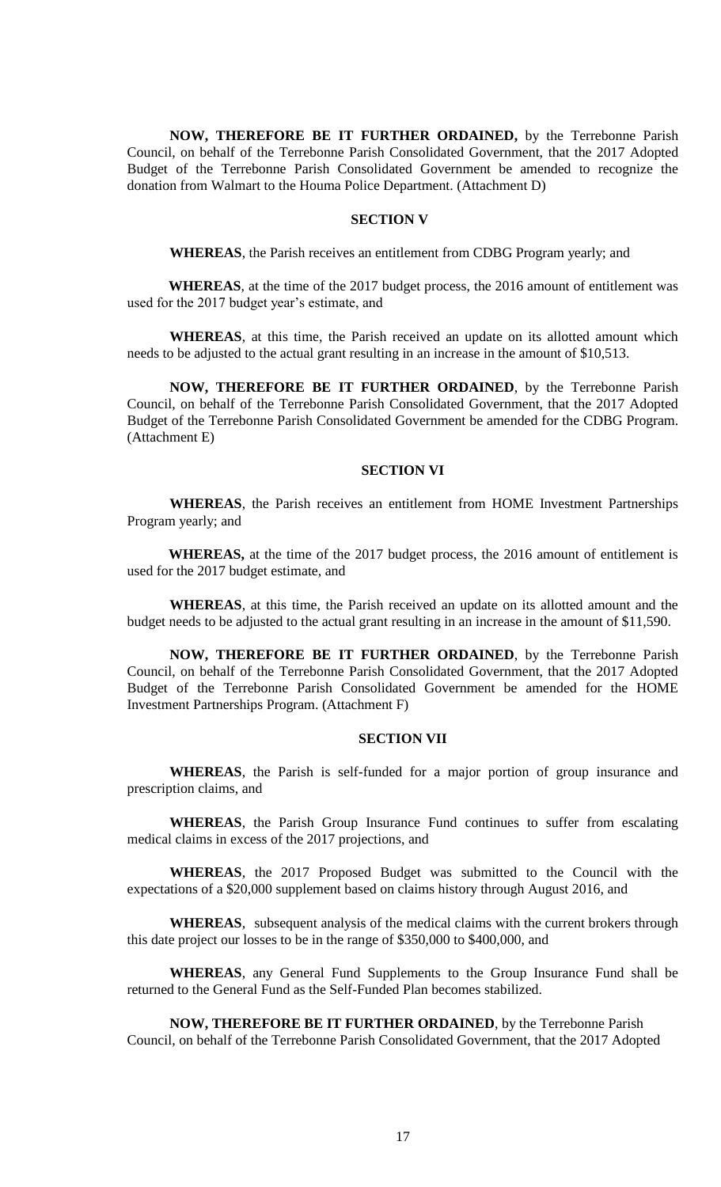**NOW, THEREFORE BE IT FURTHER ORDAINED,** by the Terrebonne Parish Council, on behalf of the Terrebonne Parish Consolidated Government, that the 2017 Adopted Budget of the Terrebonne Parish Consolidated Government be amended to recognize the donation from Walmart to the Houma Police Department. (Attachment D)

## SECTION V

**WHEREAS**, the Parish receives an entitlement from CDBG Program yearly; and

**WHEREAS**, at the time of the 2017 budget process, the 2016 amount of entitlement was used for the 2017 budget year's estimate, and

**WHEREAS**, at this time, the Parish received an update on its allotted amount which needs to be adjusted to the actual grant resulting in an increase in the amount of $10,513.

**NOW, THEREFORE BE IT FURTHER ORDAINED**, by the Terrebonne Parish Council, on behalf of the Terrebonne Parish Consolidated Government, that the 2017 Adopted Budget of the Terrebonne Parish Consolidated Government be amended for the CDBG Program. (Attachment E)

## SECTION VI

**WHEREAS**, the Parish receives an entitlement from HOME Investment Partnerships Program yearly; and

**WHEREAS,** at the time of the 2017 budget process, the 2016 amount of entitlement is used for the 2017 budget estimate, and

**WHEREAS**, at this time, the Parish received an update on its allotted amount and the budget needs to be adjusted to the actual grant resulting in an increase in the amount of $11,590.

**NOW, THEREFORE BE IT FURTHER ORDAINED**, by the Terrebonne Parish Council, on behalf of the Terrebonne Parish Consolidated Government, that the 2017 Adopted Budget of the Terrebonne Parish Consolidated Government be amended for the HOME Investment Partnerships Program. (Attachment F)

## SECTION VII

**WHEREAS**, the Parish is self-funded for a major portion of group insurance and prescription claims, and

**WHEREAS**, the Parish Group Insurance Fund continues to suffer from escalating medical claims in excess of the 2017 projections, and

**WHEREAS**, the 2017 Proposed Budget was submitted to the Council with the expectations of a $20,000 supplement based on claims history through August 2016, and

**WHEREAS**, subsequent analysis of the medical claims with the current brokers through this date project our losses to be in the range of $350,000 to $400,000, and

**WHEREAS**, any General Fund Supplements to the Group Insurance Fund shall be returned to the General Fund as the Self-Funded Plan becomes stabilized.

**NOW, THEREFORE BE IT FURTHER ORDAINED**, by the Terrebonne Parish Council, on behalf of the Terrebonne Parish Consolidated Government, that the 2017 Adopted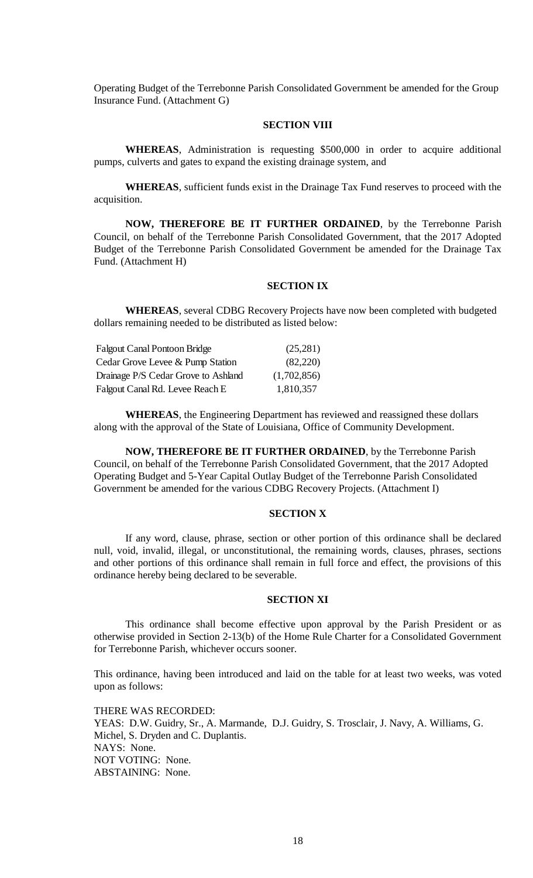Operating Budget of the Terrebonne Parish Consolidated Government be amended for the Group Insurance Fund. (Attachment G)

## SECTION VIII

**WHEREAS**, Administration is requesting $500,000 in order to acquire additional pumps, culverts and gates to expand the existing drainage system, and

**WHEREAS**, sufficient funds exist in the Drainage Tax Fund reserves to proceed with the acquisition.

**NOW, THEREFORE BE IT FURTHER ORDAINED**, by the Terrebonne Parish Council, on behalf of the Terrebonne Parish Consolidated Government, that the 2017 Adopted Budget of the Terrebonne Parish Consolidated Government be amended for the Drainage Tax Fund. (Attachment H)

## SECTION IX

**WHEREAS**, several CDBG Recovery Projects have now been completed with budgeted dollars remaining needed to be distributed as listed below:

| | |
|---|---|
| Falgout Canal Pontoon Bridge | (25,281) |
| Cedar Grove Levee & Pump Station | (82,220) |
| Drainage P/S Cedar Grove to Ashland | (1,702,856) |
| Falgout Canal Rd. Levee Reach E | 1,810,357 |

**WHEREAS**, the Engineering Department has reviewed and reassigned these dollars along with the approval of the State of Louisiana, Office of Community Development.

**NOW, THEREFORE BE IT FURTHER ORDAINED**, by the Terrebonne Parish Council, on behalf of the Terrebonne Parish Consolidated Government, that the 2017 Adopted Operating Budget and 5-Year Capital Outlay Budget of the Terrebonne Parish Consolidated Government be amended for the various CDBG Recovery Projects. (Attachment I)

## SECTION X

If any word, clause, phrase, section or other portion of this ordinance shall be declared null, void, invalid, illegal, or unconstitutional, the remaining words, clauses, phrases, sections and other portions of this ordinance shall remain in full force and effect, the provisions of this ordinance hereby being declared to be severable.

## SECTION XI

This ordinance shall become effective upon approval by the Parish President or as otherwise provided in Section 2-13(b) of the Home Rule Charter for a Consolidated Government for Terrebonne Parish, whichever occurs sooner.

This ordinance, having been introduced and laid on the table for at least two weeks, was voted upon as follows:

THERE WAS RECORDED:
YEAS: D.W. Guidry, Sr., A. Marmande, D.J. Guidry, S. Trosclair, J. Navy, A. Williams, G. Michel, S. Dryden and C. Duplantis.
NAYS: None.
NOT VOTING: None.
ABSTAINING: None.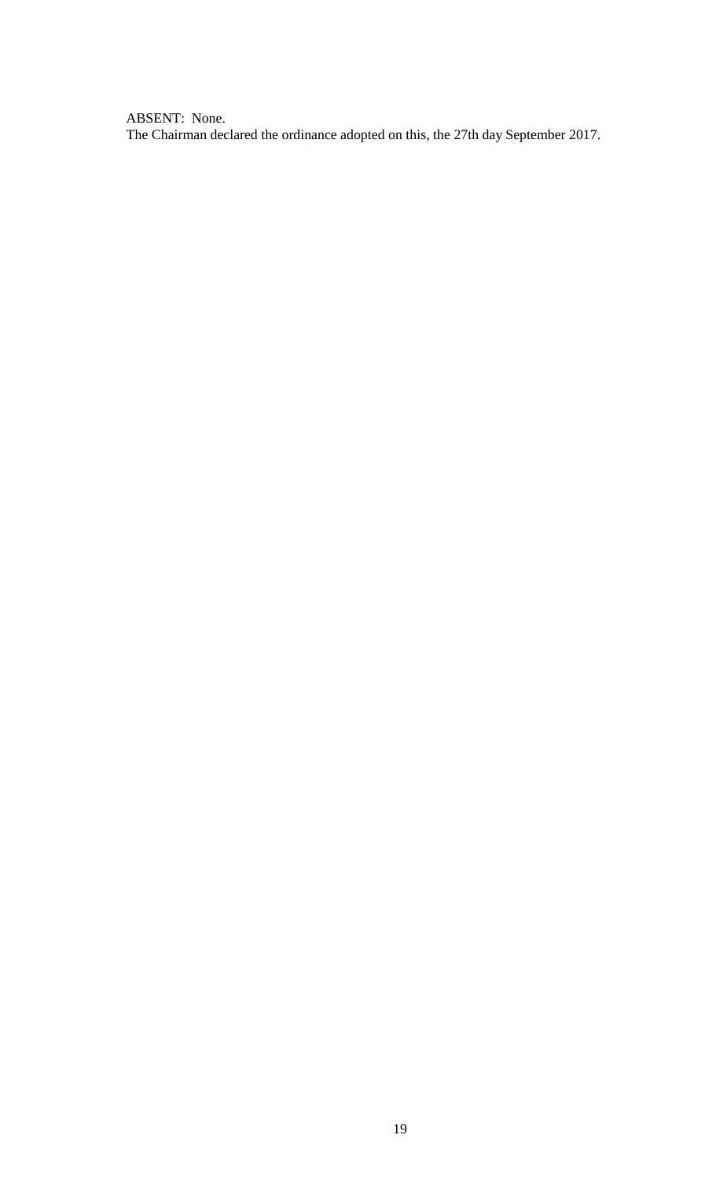ABSENT: None.

The Chairman declared the ordinance adopted on this, the 27th day September 2017.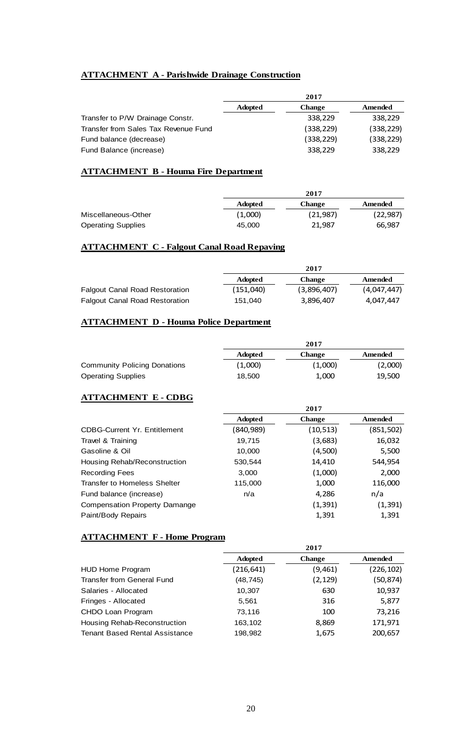**ATTACHMENT A - Parishwide Drainage Construction**

| | 2017 | | |
|---|---|---|---|
| | **Adopted** | **Change** | **Amended** |
| Transfer to P/W Drainage Constr. | | 338,229 | 338,229 |
| Transfer from Sales Tax Revenue Fund | | (338,229) | (338,229) |
| Fund balance (decrease) | | (338,229) | (338,229) |
| Fund Balance (increase) | | 338,229 | 338,229 |

**ATTACHMENT B - Houma Fire Department**

| | 2017 | | |
|---|---|---|---|
| | **Adopted** | **Change** | **Amended** |
| Miscellaneous-Other | (1,000) | (21,987) | (22,987) |
| Operating Supplies | 45,000 | 21,987 | 66,987 |

**ATTACHMENT C - Falgout Canal Road Repaving**

| | 2017 | | |
|---|---|---|---|
| | **Adopted** | **Change** | **Amended** |
| Falgout Canal Road Restoration | (151,040) | (3,896,407) | (4,047,447) |
| Falgout Canal Road Restoration | 151,040 | 3,896,407 | 4,047,447 |

**ATTACHMENT D - Houma Police Department**

| | 2017 | | |
|---|---|---|---|
| | **Adopted** | **Change** | **Amended** |
| Community Policing Donations | (1,000) | (1,000) | (2,000) |
| Operating Supplies | 18,500 | 1,000 | 19,500 |

**ATTACHMENT E - CDBG**

| | 2017 | | |
|---|---|---|---|
| | **Adopted** | **Change** | **Amended** |
| CDBG-Current Yr. Entitlement | (840,989) | (10,513) | (851,502) |
| Travel & Training | 19,715 | (3,683) | 16,032 |
| Gasoline & Oil | 10,000 | (4,500) | 5,500 |
| Housing Rehab/Reconstruction | 530,544 | 14,410 | 544,954 |
| Recording Fees | 3,000 | (1,000) | 2,000 |
| Transfer to Homeless Shelter | 115,000 | 1,000 | 116,000 |
| Fund balance (increase) | n/a | 4,286 | n/a |
| Compensation Property Damange | | (1,391) | (1,391) |
| Paint/Body Repairs | | 1,391 | 1,391 |

**ATTACHMENT F - Home Program**

| | 2017 | | |
|---|---|---|---|
| | **Adopted** | **Change** | **Amended** |
| HUD Home Program | (216,641) | (9,461) | (226,102) |
| Transfer from General Fund | (48,745) | (2,129) | (50,874) |
| Salaries - Allocated | 10,307 | 630 | 10,937 |
| Fringes - Allocated | 5,561 | 316 | 5,877 |
| CHDO Loan Program | 73,116 | 100 | 73,216 |
| Housing Rehab-Reconstruction | 163,102 | 8,869 | 171,971 |
| Tenant Based Rental Assistance | 198,982 | 1,675 | 200,657 |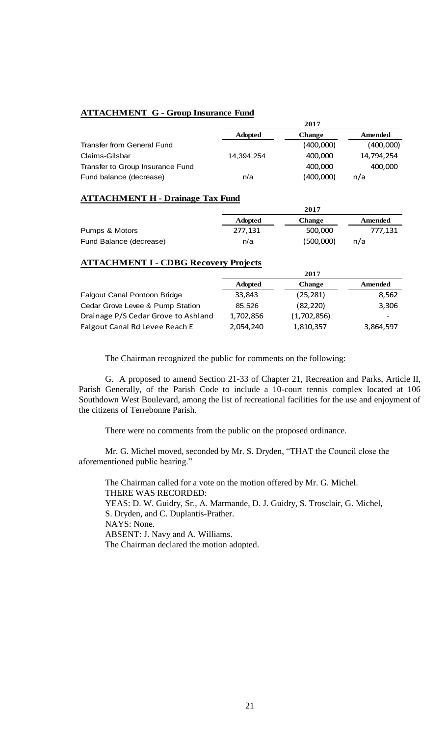**ATTACHMENT G - Group Insurance Fund**

| | 2017 | | |
|---|---|---|---|
| | Adopted | Change | Amended |
| Transfer from General Fund | | (400,000) | (400,000) |
| Claims-Gilsbar | 14,394,254 | 400,000 | 14,794,254 |
| Transfer to Group Insurance Fund | | 400,000 | 400,000 |
| Fund balance (decrease) | n/a | (400,000) | n/a |

**ATTACHMENT H - Drainage Tax Fund**

| | 2017 | | |
|---|---|---|---|
| | Adopted | Change | Amended |
| Pumps & Motors | 277,131 | 500,000 | 777,131 |
| Fund Balance (decrease) | n/a | (500,000) | n/a |

**ATTACHMENT I - CDBG Recovery Projects**

| | 2017 | | |
|---|---|---|---|
| | Adopted | Change | Amended |
| Falgout Canal Pontoon Bridge | 33,843 | (25,281) | 8,562 |
| Cedar Grove Levee & Pump Station | 85,526 | (82,220) | 3,306 |
| Drainage P/S Cedar Grove to Ashland | 1,702,856 | (1,702,856) | - |
| Falgout Canal Rd Levee Reach E | 2,054,240 | 1,810,357 | 3,864,597 |

The Chairman recognized the public for comments on the following:

G. A proposed to amend Section 21-33 of Chapter 21, Recreation and Parks, Article II, Parish Generally, of the Parish Code to include a 10-court tennis complex located at 106 Southdown West Boulevard, among the list of recreational facilities for the use and enjoyment of the citizens of Terrebonne Parish.

There were no comments from the public on the proposed ordinance.

Mr. G. Michel moved, seconded by Mr. S. Dryden, "THAT the Council close the aforementioned public hearing."

The Chairman called for a vote on the motion offered by Mr. G. Michel.
THERE WAS RECORDED:
YEAS: D. W. Guidry, Sr., A. Marmande, D. J. Guidry, S. Trosclair, G. Michel, S. Dryden, and C. Duplantis-Prather.
NAYS: None.
ABSENT: J. Navy and A. Williams.
The Chairman declared the motion adopted.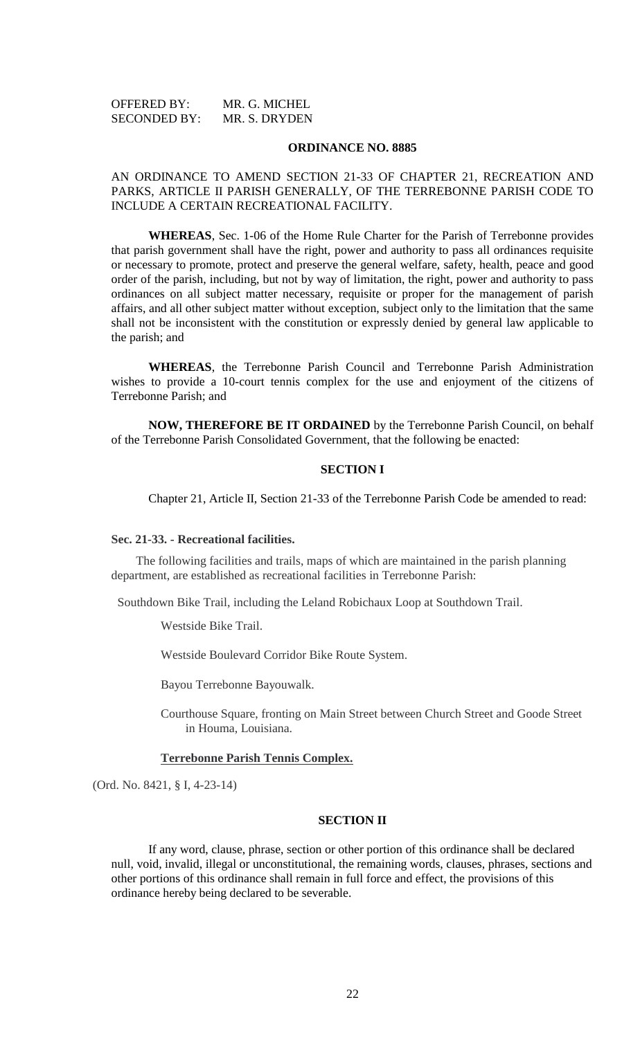OFFERED BY: MR. G. MICHEL
SECONDED BY: MR. S. DRYDEN

**ORDINANCE NO. 8885**

AN ORDINANCE TO AMEND SECTION 21-33 OF CHAPTER 21, RECREATION AND PARKS, ARTICLE II PARISH GENERALLY, OF THE TERREBONNE PARISH CODE TO INCLUDE A CERTAIN RECREATIONAL FACILITY.

**WHEREAS**, Sec. 1-06 of the Home Rule Charter for the Parish of Terrebonne provides that parish government shall have the right, power and authority to pass all ordinances requisite or necessary to promote, protect and preserve the general welfare, safety, health, peace and good order of the parish, including, but not by way of limitation, the right, power and authority to pass ordinances on all subject matter necessary, requisite or proper for the management of parish affairs, and all other subject matter without exception, subject only to the limitation that the same shall not be inconsistent with the constitution or expressly denied by general law applicable to the parish; and

**WHEREAS**, the Terrebonne Parish Council and Terrebonne Parish Administration wishes to provide a 10-court tennis complex for the use and enjoyment of the citizens of Terrebonne Parish; and

**NOW, THEREFORE BE IT ORDAINED** by the Terrebonne Parish Council, on behalf of the Terrebonne Parish Consolidated Government, that the following be enacted:

**SECTION I**

Chapter 21, Article II, Section 21-33 of the Terrebonne Parish Code be amended to read:

**Sec. 21-33. - Recreational facilities.**

The following facilities and trails, maps of which are maintained in the parish planning department, are established as recreational facilities in Terrebonne Parish:

Southdown Bike Trail, including the Leland Robichaux Loop at Southdown Trail.

Westside Bike Trail.

Westside Boulevard Corridor Bike Route System.

Bayou Terrebonne Bayouwalk.

Courthouse Square, fronting on Main Street between Church Street and Goode Street in Houma, Louisiana.

**Terrebonne Parish Tennis Complex.**

(Ord. No. 8421, § I, 4-23-14)

**SECTION II**

If any word, clause, phrase, section or other portion of this ordinance shall be declared null, void, invalid, illegal or unconstitutional, the remaining words, clauses, phrases, sections and other portions of this ordinance shall remain in full force and effect, the provisions of this ordinance hereby being declared to be severable.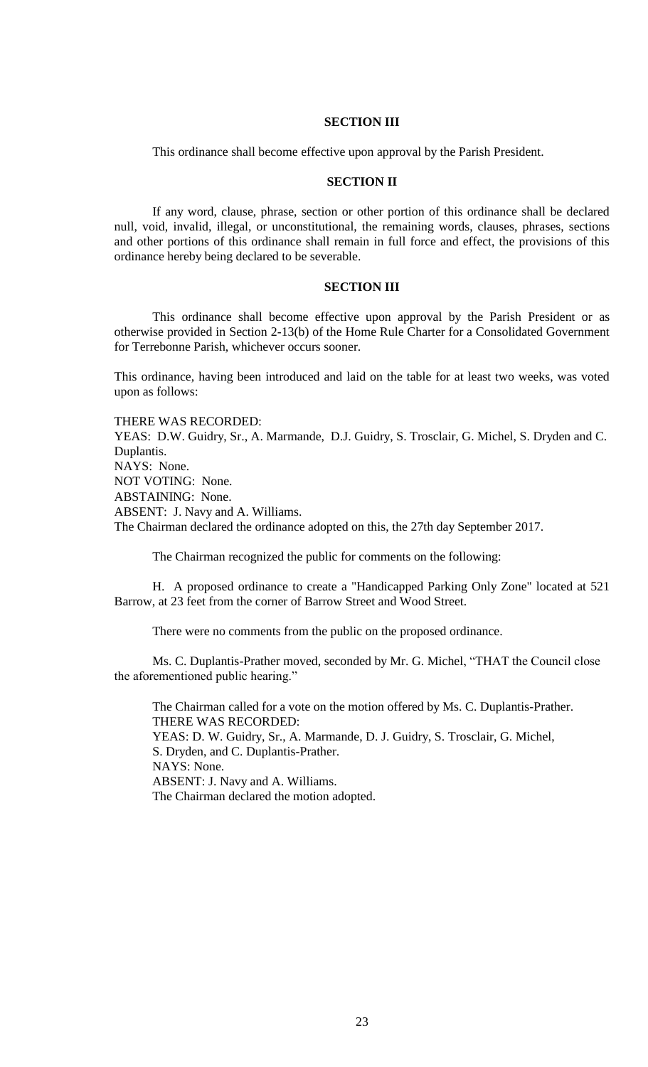**SECTION III**

This ordinance shall become effective upon approval by the Parish President.

**SECTION II**

If any word, clause, phrase, section or other portion of this ordinance shall be declared null, void, invalid, illegal, or unconstitutional, the remaining words, clauses, phrases, sections and other portions of this ordinance shall remain in full force and effect, the provisions of this ordinance hereby being declared to be severable.

**SECTION III**

This ordinance shall become effective upon approval by the Parish President or as otherwise provided in Section 2-13(b) of the Home Rule Charter for a Consolidated Government for Terrebonne Parish, whichever occurs sooner.

This ordinance, having been introduced and laid on the table for at least two weeks, was voted upon as follows:

THERE WAS RECORDED:
YEAS: D.W. Guidry, Sr., A. Marmande, D.J. Guidry, S. Trosclair, G. Michel, S. Dryden and C. Duplantis.
NAYS: None.
NOT VOTING: None.
ABSTAINING: None.
ABSENT: J. Navy and A. Williams.
The Chairman declared the ordinance adopted on this, the 27th day September 2017.

The Chairman recognized the public for comments on the following:

H. A proposed ordinance to create a "Handicapped Parking Only Zone" located at 521 Barrow, at 23 feet from the corner of Barrow Street and Wood Street.

There were no comments from the public on the proposed ordinance.

Ms. C. Duplantis-Prather moved, seconded by Mr. G. Michel, "THAT the Council close the aforementioned public hearing."

The Chairman called for a vote on the motion offered by Ms. C. Duplantis-Prather.
THERE WAS RECORDED:
YEAS: D. W. Guidry, Sr., A. Marmande, D. J. Guidry, S. Trosclair, G. Michel, S. Dryden, and C. Duplantis-Prather.
NAYS: None.
ABSENT: J. Navy and A. Williams.
The Chairman declared the motion adopted.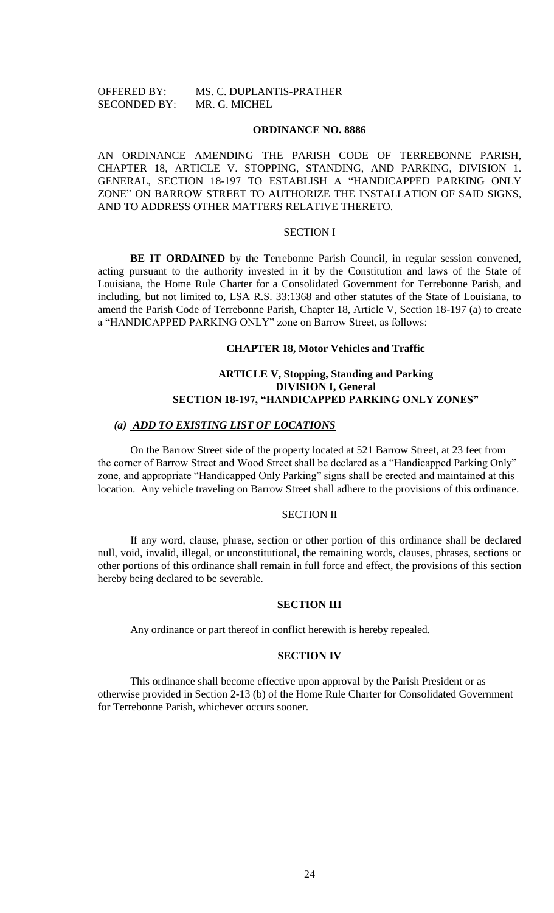OFFERED BY: MS. C. DUPLANTIS-PRATHER
SECONDED BY: MR. G. MICHEL

**ORDINANCE NO. 8886**

AN ORDINANCE AMENDING THE PARISH CODE OF TERREBONNE PARISH, CHAPTER 18, ARTICLE V. STOPPING, STANDING, AND PARKING, DIVISION 1. GENERAL, SECTION 18-197 TO ESTABLISH A "HANDICAPPED PARKING ONLY ZONE" ON BARROW STREET TO AUTHORIZE THE INSTALLATION OF SAID SIGNS, AND TO ADDRESS OTHER MATTERS RELATIVE THERETO.

SECTION I

**BE IT ORDAINED** by the Terrebonne Parish Council, in regular session convened, acting pursuant to the authority invested in it by the Constitution and laws of the State of Louisiana, the Home Rule Charter for a Consolidated Government for Terrebonne Parish, and including, but not limited to, LSA R.S. 33:1368 and other statutes of the State of Louisiana, to amend the Parish Code of Terrebonne Parish, Chapter 18, Article V, Section 18-197 (a) to create a "HANDICAPPED PARKING ONLY" zone on Barrow Street, as follows:

**CHAPTER 18, Motor Vehicles and Traffic**

**ARTICLE V, Stopping, Standing and Parking**
**DIVISION I, General**
**SECTION 18-197, "HANDICAPPED PARKING ONLY ZONES"**

***(a) ADD TO EXISTING LIST OF LOCATIONS***

On the Barrow Street side of the property located at 521 Barrow Street, at 23 feet from the corner of Barrow Street and Wood Street shall be declared as a "Handicapped Parking Only" zone, and appropriate "Handicapped Only Parking" signs shall be erected and maintained at this location. Any vehicle traveling on Barrow Street shall adhere to the provisions of this ordinance.

SECTION II

If any word, clause, phrase, section or other portion of this ordinance shall be declared null, void, invalid, illegal, or unconstitutional, the remaining words, clauses, phrases, sections or other portions of this ordinance shall remain in full force and effect, the provisions of this section hereby being declared to be severable.

**SECTION III**

Any ordinance or part thereof in conflict herewith is hereby repealed.

**SECTION IV**

This ordinance shall become effective upon approval by the Parish President or as otherwise provided in Section 2-13 (b) of the Home Rule Charter for Consolidated Government for Terrebonne Parish, whichever occurs sooner.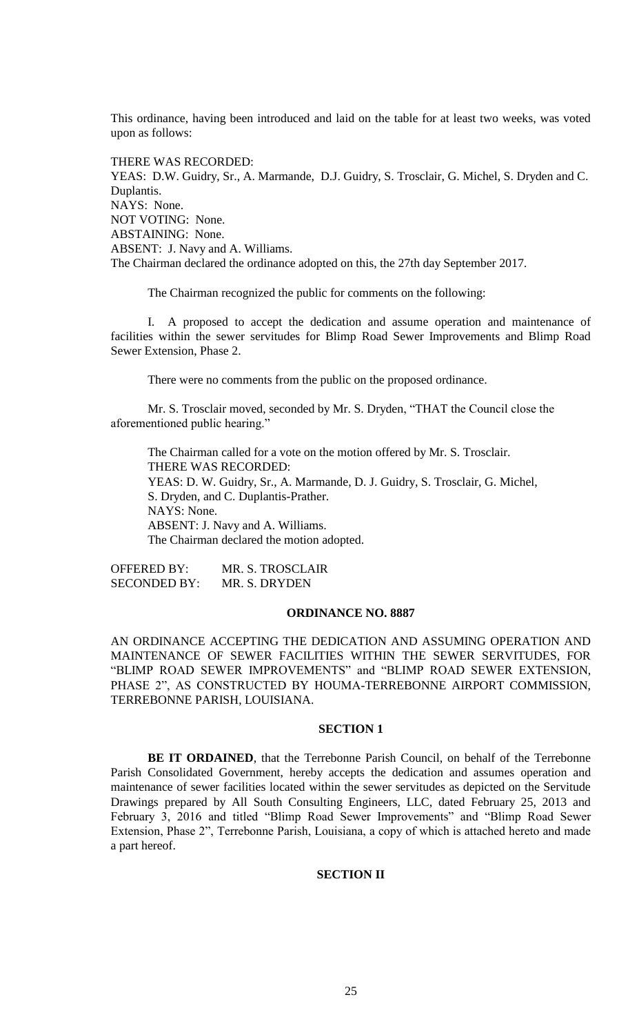This ordinance, having been introduced and laid on the table for at least two weeks, was voted upon as follows:

THERE WAS RECORDED:
YEAS: D.W. Guidry, Sr., A. Marmande, D.J. Guidry, S. Trosclair, G. Michel, S. Dryden and C. Duplantis.
NAYS: None.
NOT VOTING: None.
ABSTAINING: None.
ABSENT: J. Navy and A. Williams.
The Chairman declared the ordinance adopted on this, the 27th day September 2017.

The Chairman recognized the public for comments on the following:

I. A proposed to accept the dedication and assume operation and maintenance of facilities within the sewer servitudes for Blimp Road Sewer Improvements and Blimp Road Sewer Extension, Phase 2.

There were no comments from the public on the proposed ordinance.

Mr. S. Trosclair moved, seconded by Mr. S. Dryden, "THAT the Council close the aforementioned public hearing."

The Chairman called for a vote on the motion offered by Mr. S. Trosclair.
THERE WAS RECORDED:
YEAS: D. W. Guidry, Sr., A. Marmande, D. J. Guidry, S. Trosclair, G. Michel, S. Dryden, and C. Duplantis-Prather.
NAYS: None.
ABSENT: J. Navy and A. Williams.
The Chairman declared the motion adopted.

OFFERED BY: MR. S. TROSCLAIR
SECONDED BY: MR. S. DRYDEN

**ORDINANCE NO. 8887**

AN ORDINANCE ACCEPTING THE DEDICATION AND ASSUMING OPERATION AND MAINTENANCE OF SEWER FACILITIES WITHIN THE SEWER SERVITUDES, FOR "BLIMP ROAD SEWER IMPROVEMENTS" and "BLIMP ROAD SEWER EXTENSION, PHASE 2", AS CONSTRUCTED BY HOUMA-TERREBONNE AIRPORT COMMISSION, TERREBONNE PARISH, LOUISIANA.

**SECTION 1**

**BE IT ORDAINED**, that the Terrebonne Parish Council, on behalf of the Terrebonne Parish Consolidated Government, hereby accepts the dedication and assumes operation and maintenance of sewer facilities located within the sewer servitudes as depicted on the Servitude Drawings prepared by All South Consulting Engineers, LLC, dated February 25, 2013 and February 3, 2016 and titled "Blimp Road Sewer Improvements" and "Blimp Road Sewer Extension, Phase 2", Terrebonne Parish, Louisiana, a copy of which is attached hereto and made a part hereof.

**SECTION II**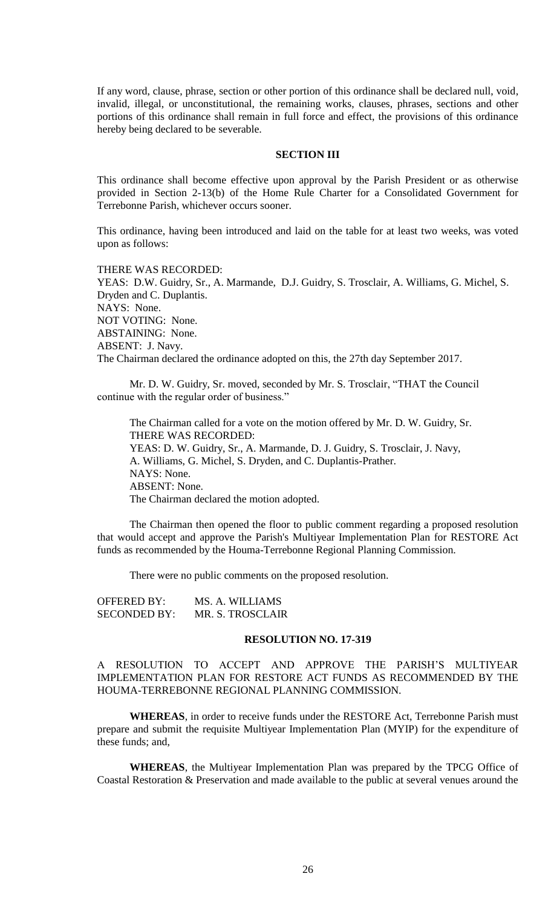If any word, clause, phrase, section or other portion of this ordinance shall be declared null, void, invalid, illegal, or unconstitutional, the remaining works, clauses, phrases, sections and other portions of this ordinance shall remain in full force and effect, the provisions of this ordinance hereby being declared to be severable.

**SECTION III**

This ordinance shall become effective upon approval by the Parish President or as otherwise provided in Section 2-13(b) of the Home Rule Charter for a Consolidated Government for Terrebonne Parish, whichever occurs sooner.

This ordinance, having been introduced and laid on the table for at least two weeks, was voted upon as follows:

THERE WAS RECORDED:
YEAS: D.W. Guidry, Sr., A. Marmande, D.J. Guidry, S. Trosclair, A. Williams, G. Michel, S. Dryden and C. Duplantis.
NAYS: None.
NOT VOTING: None.
ABSTAINING: None.
ABSENT: J. Navy.
The Chairman declared the ordinance adopted on this, the 27th day September 2017.

Mr. D. W. Guidry, Sr. moved, seconded by Mr. S. Trosclair, "THAT the Council continue with the regular order of business."

The Chairman called for a vote on the motion offered by Mr. D. W. Guidry, Sr.
THERE WAS RECORDED:
YEAS: D. W. Guidry, Sr., A. Marmande, D. J. Guidry, S. Trosclair, J. Navy, A. Williams, G. Michel, S. Dryden, and C. Duplantis-Prather.
NAYS: None.
ABSENT: None.
The Chairman declared the motion adopted.

The Chairman then opened the floor to public comment regarding a proposed resolution that would accept and approve the Parish's Multiyear Implementation Plan for RESTORE Act funds as recommended by the Houma-Terrebonne Regional Planning Commission.

There were no public comments on the proposed resolution.

OFFERED BY: MS. A. WILLIAMS
SECONDED BY: MR. S. TROSCLAIR

**RESOLUTION NO. 17-319**

A RESOLUTION TO ACCEPT AND APPROVE THE PARISH'S MULTIYEAR IMPLEMENTATION PLAN FOR RESTORE ACT FUNDS AS RECOMMENDED BY THE HOUMA-TERREBONNE REGIONAL PLANNING COMMISSION.

**WHEREAS**, in order to receive funds under the RESTORE Act, Terrebonne Parish must prepare and submit the requisite Multiyear Implementation Plan (MYIP) for the expenditure of these funds; and,

**WHEREAS**, the Multiyear Implementation Plan was prepared by the TPCG Office of Coastal Restoration & Preservation and made available to the public at several venues around the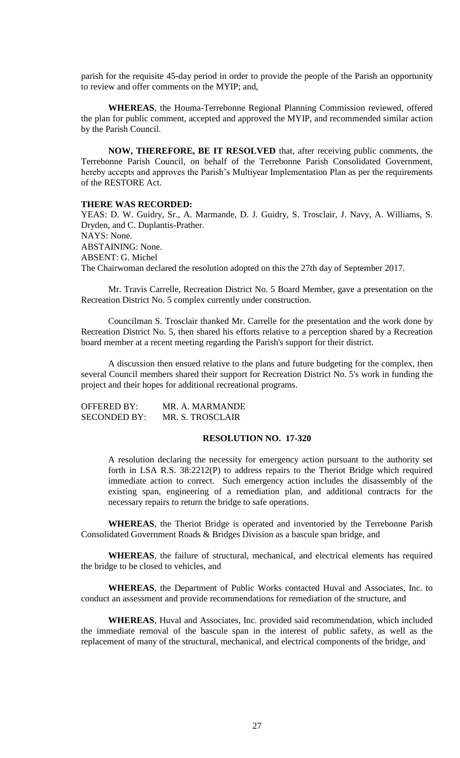parish for the requisite 45-day period in order to provide the people of the Parish an opportunity to review and offer comments on the MYIP; and,

**WHEREAS**, the Houma-Terrebonne Regional Planning Commission reviewed, offered the plan for public comment, accepted and approved the MYIP, and recommended similar action by the Parish Council.

**NOW, THEREFORE, BE IT RESOLVED** that, after receiving public comments, the Terrebonne Parish Council, on behalf of the Terrebonne Parish Consolidated Government, hereby accepts and approves the Parish's Multiyear Implementation Plan as per the requirements of the RESTORE Act.

**THERE WAS RECORDED:**
YEAS: D. W. Guidry, Sr., A. Marmande, D. J. Guidry, S. Trosclair, J. Navy, A. Williams, S. Dryden, and C. Duplantis-Prather.
NAYS: None.
ABSTAINING: None.
ABSENT: G. Michel
The Chairwoman declared the resolution adopted on this the 27th day of September 2017.

Mr. Travis Carrelle, Recreation District No. 5 Board Member, gave a presentation on the Recreation District No. 5 complex currently under construction.

Councilman S. Trosclair thanked Mr. Carrelle for the presentation and the work done by Recreation District No. 5, then shared his efforts relative to a perception shared by a Recreation board member at a recent meeting regarding the Parish's support for their district.

A discussion then ensued relative to the plans and future budgeting for the complex, then several Council members shared their support for Recreation District No. 5's work in funding the project and their hopes for additional recreational programs.

OFFERED BY: MR. A. MARMANDE
SECONDED BY: MR. S. TROSCLAIR

**RESOLUTION NO. 17-320**

A resolution declaring the necessity for emergency action pursuant to the authority set forth in LSA R.S. 38:2212(P) to address repairs to the Theriot Bridge which required immediate action to correct. Such emergency action includes the disassembly of the existing span, engineering of a remediation plan, and additional contracts for the necessary repairs to return the bridge to safe operations.

**WHEREAS**, the Theriot Bridge is operated and inventoried by the Terrebonne Parish Consolidated Government Roads & Bridges Division as a bascule span bridge, and

**WHEREAS**, the failure of structural, mechanical, and electrical elements has required the bridge to be closed to vehicles, and

**WHEREAS**, the Department of Public Works contacted Huval and Associates, Inc. to conduct an assessment and provide recommendations for remediation of the structure, and

**WHEREAS**, Huval and Associates, Inc. provided said recommendation, which included the immediate removal of the bascule span in the interest of public safety, as well as the replacement of many of the structural, mechanical, and electrical components of the bridge, and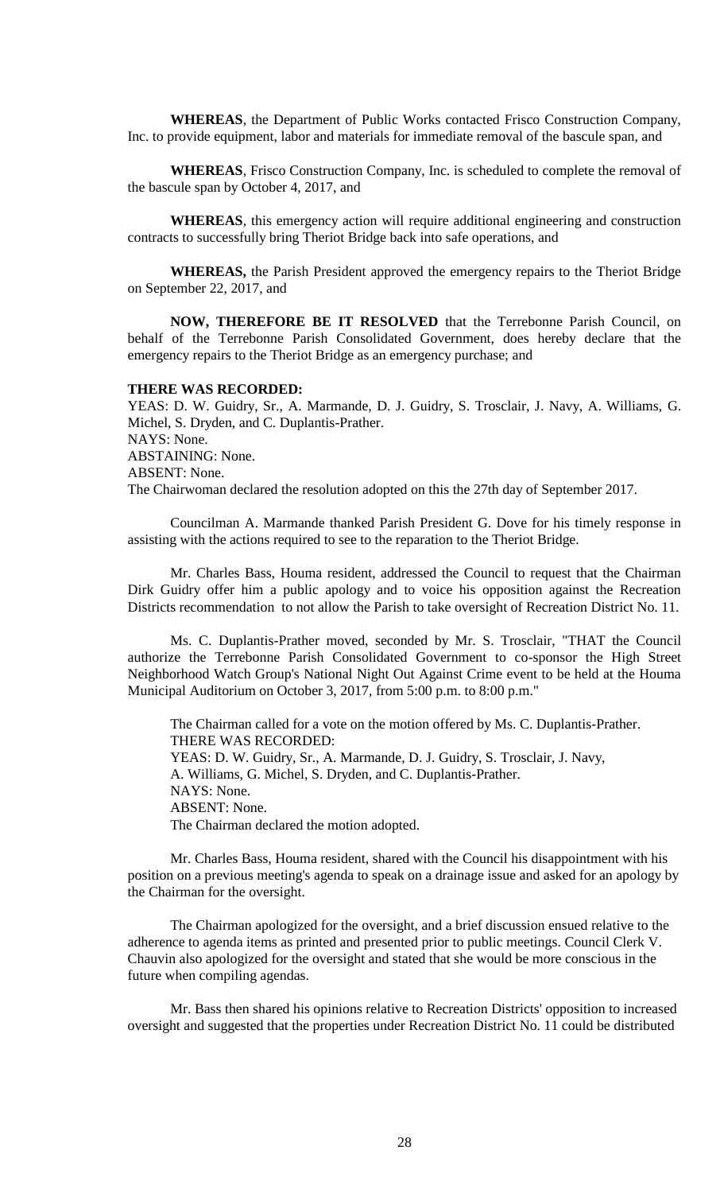**WHEREAS**, the Department of Public Works contacted Frisco Construction Company, Inc. to provide equipment, labor and materials for immediate removal of the bascule span, and

**WHEREAS**, Frisco Construction Company, Inc. is scheduled to complete the removal of the bascule span by October 4, 2017, and

**WHEREAS**, this emergency action will require additional engineering and construction contracts to successfully bring Theriot Bridge back into safe operations, and

**WHEREAS,** the Parish President approved the emergency repairs to the Theriot Bridge on September 22, 2017, and

**NOW, THEREFORE BE IT RESOLVED** that the Terrebonne Parish Council, on behalf of the Terrebonne Parish Consolidated Government, does hereby declare that the emergency repairs to the Theriot Bridge as an emergency purchase; and

**THERE WAS RECORDED:**
YEAS: D. W. Guidry, Sr., A. Marmande, D. J. Guidry, S. Trosclair, J. Navy, A. Williams, G. Michel, S. Dryden, and C. Duplantis-Prather.
NAYS: None.
ABSTAINING: None.
ABSENT: None.
The Chairwoman declared the resolution adopted on this the 27th day of September 2017.

Councilman A. Marmande thanked Parish President G. Dove for his timely response in assisting with the actions required to see to the reparation to the Theriot Bridge.

Mr. Charles Bass, Houma resident, addressed the Council to request that the Chairman Dirk Guidry offer him a public apology and to voice his opposition against the Recreation Districts recommendation to not allow the Parish to take oversight of Recreation District No. 11.

Ms. C. Duplantis-Prather moved, seconded by Mr. S. Trosclair, "THAT the Council authorize the Terrebonne Parish Consolidated Government to co-sponsor the High Street Neighborhood Watch Group's National Night Out Against Crime event to be held at the Houma Municipal Auditorium on October 3, 2017, from 5:00 p.m. to 8:00 p.m."

The Chairman called for a vote on the motion offered by Ms. C. Duplantis-Prather.
THERE WAS RECORDED:
YEAS: D. W. Guidry, Sr., A. Marmande, D. J. Guidry, S. Trosclair, J. Navy, A. Williams, G. Michel, S. Dryden, and C. Duplantis-Prather.
NAYS: None.
ABSENT: None.
The Chairman declared the motion adopted.

Mr. Charles Bass, Houma resident, shared with the Council his disappointment with his position on a previous meeting's agenda to speak on a drainage issue and asked for an apology by the Chairman for the oversight.

The Chairman apologized for the oversight, and a brief discussion ensued relative to the adherence to agenda items as printed and presented prior to public meetings. Council Clerk V. Chauvin also apologized for the oversight and stated that she would be more conscious in the future when compiling agendas.

Mr. Bass then shared his opinions relative to Recreation Districts' opposition to increased oversight and suggested that the properties under Recreation District No. 11 could be distributed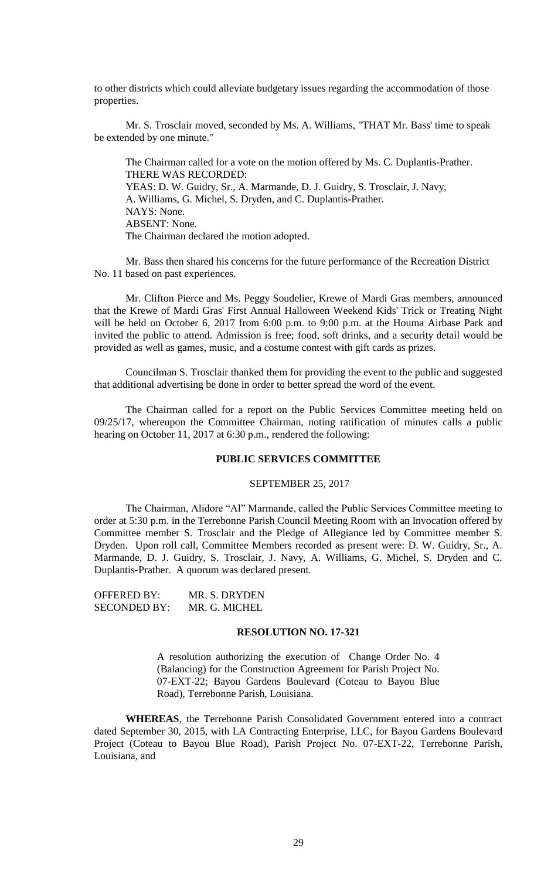to other districts which could alleviate budgetary issues regarding the accommodation of those properties.

Mr. S. Trosclair moved, seconded by Ms. A. Williams, "THAT Mr. Bass' time to speak be extended by one minute."

The Chairman called for a vote on the motion offered by Ms. C. Duplantis-Prather.
THERE WAS RECORDED:
YEAS: D. W. Guidry, Sr., A. Marmande, D. J. Guidry, S. Trosclair, J. Navy, A. Williams, G. Michel, S. Dryden, and C. Duplantis-Prather.
NAYS: None.
ABSENT: None.
The Chairman declared the motion adopted.

Mr. Bass then shared his concerns for the future performance of the Recreation District No. 11 based on past experiences.

Mr. Clifton Pierce and Ms. Peggy Soudelier, Krewe of Mardi Gras members, announced that the Krewe of Mardi Gras' First Annual Halloween Weekend Kids' Trick or Treating Night will be held on October 6, 2017 from 6:00 p.m. to 9:00 p.m. at the Houma Airbase Park and invited the public to attend. Admission is free; food, soft drinks, and a security detail would be provided as well as games, music, and a costume contest with gift cards as prizes.

Councilman S. Trosclair thanked them for providing the event to the public and suggested that additional advertising be done in order to better spread the word of the event.

The Chairman called for a report on the Public Services Committee meeting held on 09/25/17, whereupon the Committee Chairman, noting ratification of minutes calls a public hearing on October 11, 2017 at 6:30 p.m., rendered the following:

## PUBLIC SERVICES COMMITTEE

SEPTEMBER 25, 2017

The Chairman, Alidore "Al" Marmande, called the Public Services Committee meeting to order at 5:30 p.m. in the Terrebonne Parish Council Meeting Room with an Invocation offered by Committee member S. Trosclair and the Pledge of Allegiance led by Committee member S. Dryden. Upon roll call, Committee Members recorded as present were: D. W. Guidry, Sr., A. Marmande, D. J. Guidry, S. Trosclair, J. Navy, A. Williams, G. Michel, S. Dryden and C. Duplantis-Prather. A quorum was declared present.

OFFERED BY: MR. S. DRYDEN
SECONDED BY: MR. G. MICHEL

### RESOLUTION NO. 17-321

A resolution authorizing the execution of Change Order No. 4 (Balancing) for the Construction Agreement for Parish Project No. 07-EXT-22; Bayou Gardens Boulevard (Coteau to Bayou Blue Road), Terrebonne Parish, Louisiana.

**WHEREAS**, the Terrebonne Parish Consolidated Government entered into a contract dated September 30, 2015, with LA Contracting Enterprise, LLC, for Bayou Gardens Boulevard Project (Coteau to Bayou Blue Road), Parish Project No. 07-EXT-22, Terrebonne Parish, Louisiana, and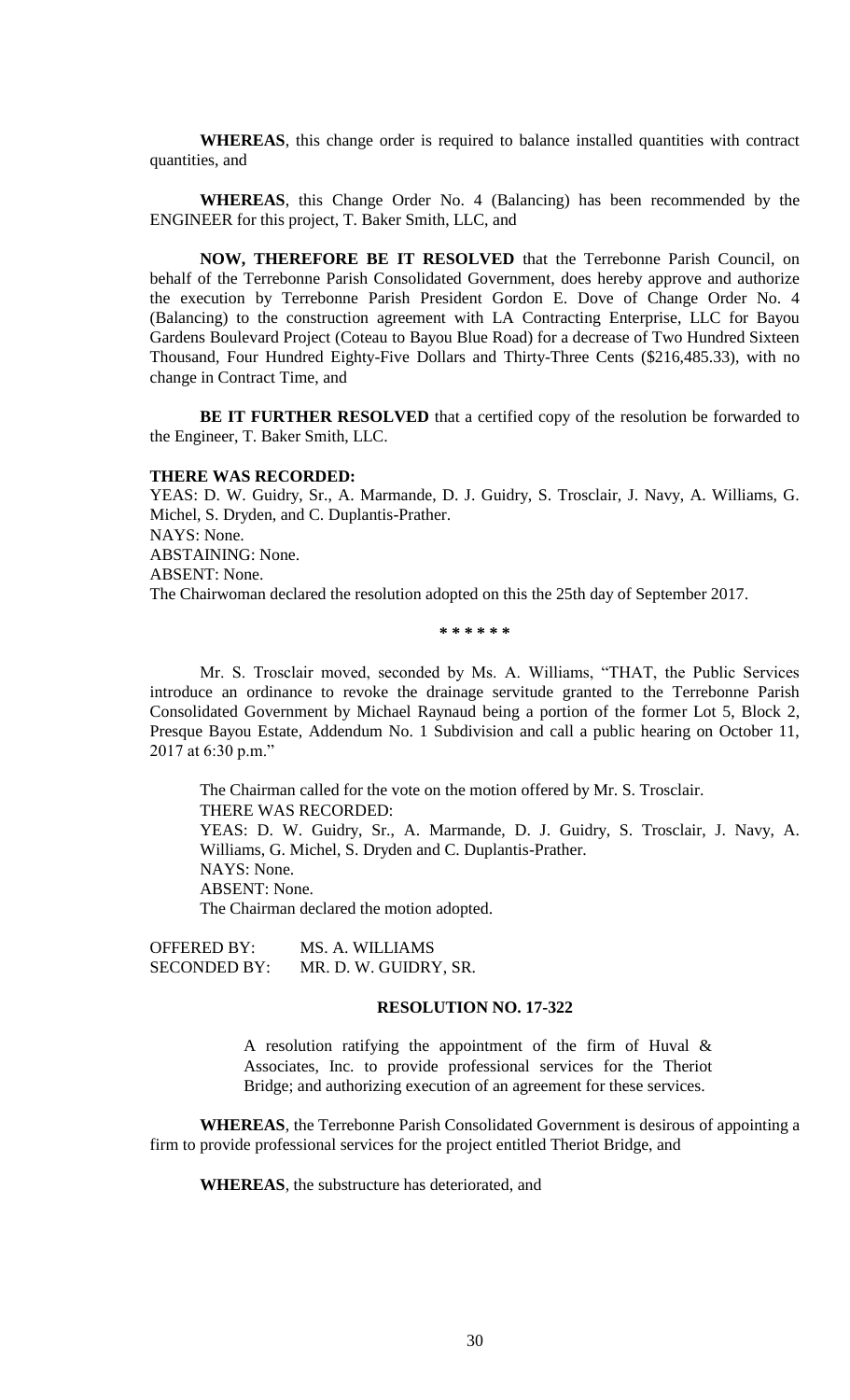**WHEREAS**, this change order is required to balance installed quantities with contract quantities, and

**WHEREAS**, this Change Order No. 4 (Balancing) has been recommended by the ENGINEER for this project, T. Baker Smith, LLC, and

**NOW, THEREFORE BE IT RESOLVED** that the Terrebonne Parish Council, on behalf of the Terrebonne Parish Consolidated Government, does hereby approve and authorize the execution by Terrebonne Parish President Gordon E. Dove of Change Order No. 4 (Balancing) to the construction agreement with LA Contracting Enterprise, LLC for Bayou Gardens Boulevard Project (Coteau to Bayou Blue Road) for a decrease of Two Hundred Sixteen Thousand, Four Hundred Eighty-Five Dollars and Thirty-Three Cents ($216,485.33), with no change in Contract Time, and

**BE IT FURTHER RESOLVED** that a certified copy of the resolution be forwarded to the Engineer, T. Baker Smith, LLC.

**THERE WAS RECORDED:**

YEAS: D. W. Guidry, Sr., A. Marmande, D. J. Guidry, S. Trosclair, J. Navy, A. Williams, G. Michel, S. Dryden, and C. Duplantis-Prather.

NAYS: None.

ABSTAINING: None.

ABSENT: None.

The Chairwoman declared the resolution adopted on this the 25th day of September 2017.

\* \* \* \* \* \*

Mr. S. Trosclair moved, seconded by Ms. A. Williams, "THAT, the Public Services introduce an ordinance to revoke the drainage servitude granted to the Terrebonne Parish Consolidated Government by Michael Raynaud being a portion of the former Lot 5, Block 2, Presque Bayou Estate, Addendum No. 1 Subdivision and call a public hearing on October 11, 2017 at 6:30 p.m."

The Chairman called for the vote on the motion offered by Mr. S. Trosclair.

THERE WAS RECORDED:

YEAS: D. W. Guidry, Sr., A. Marmande, D. J. Guidry, S. Trosclair, J. Navy, A. Williams, G. Michel, S. Dryden and C. Duplantis-Prather.

NAYS: None.

ABSENT: None.

The Chairman declared the motion adopted.

OFFERED BY: MS. A. WILLIAMS

SECONDED BY: MR. D. W. GUIDRY, SR.

**RESOLUTION NO. 17-322**

A resolution ratifying the appointment of the firm of Huval & Associates, Inc. to provide professional services for the Theriot Bridge; and authorizing execution of an agreement for these services.

**WHEREAS**, the Terrebonne Parish Consolidated Government is desirous of appointing a firm to provide professional services for the project entitled Theriot Bridge, and

**WHEREAS**, the substructure has deteriorated, and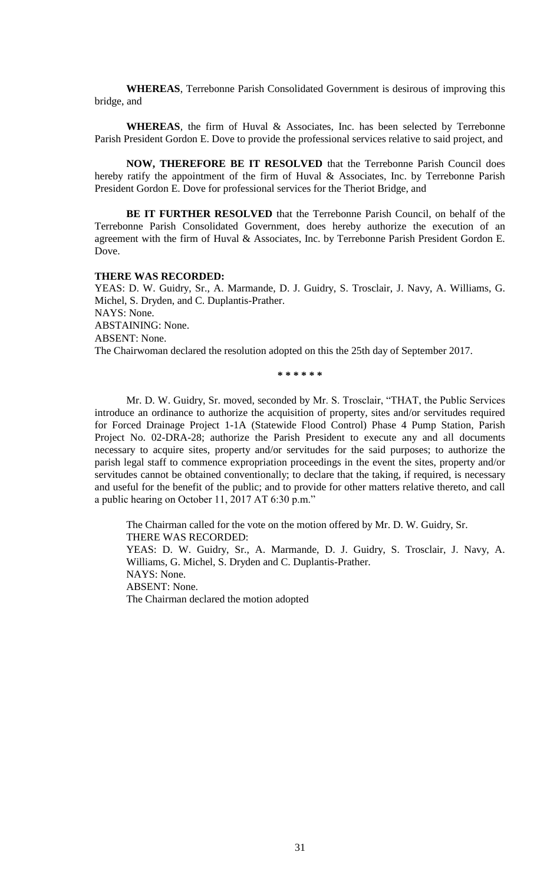**WHEREAS**, Terrebonne Parish Consolidated Government is desirous of improving this bridge, and

**WHEREAS**, the firm of Huval & Associates, Inc. has been selected by Terrebonne Parish President Gordon E. Dove to provide the professional services relative to said project, and

**NOW, THEREFORE BE IT RESOLVED** that the Terrebonne Parish Council does hereby ratify the appointment of the firm of Huval & Associates, Inc. by Terrebonne Parish President Gordon E. Dove for professional services for the Theriot Bridge, and

**BE IT FURTHER RESOLVED** that the Terrebonne Parish Council, on behalf of the Terrebonne Parish Consolidated Government, does hereby authorize the execution of an agreement with the firm of Huval & Associates, Inc. by Terrebonne Parish President Gordon E. Dove.

**THERE WAS RECORDED:**
YEAS: D. W. Guidry, Sr., A. Marmande, D. J. Guidry, S. Trosclair, J. Navy, A. Williams, G. Michel, S. Dryden, and C. Duplantis-Prather.
NAYS: None.
ABSTAINING: None.
ABSENT: None.
The Chairwoman declared the resolution adopted on this the 25th day of September 2017.

\* \* \* \* \* \*

Mr. D. W. Guidry, Sr. moved, seconded by Mr. S. Trosclair, "THAT, the Public Services introduce an ordinance to authorize the acquisition of property, sites and/or servitudes required for Forced Drainage Project 1-1A (Statewide Flood Control) Phase 4 Pump Station, Parish Project No. 02-DRA-28; authorize the Parish President to execute any and all documents necessary to acquire sites, property and/or servitudes for the said purposes; to authorize the parish legal staff to commence expropriation proceedings in the event the sites, property and/or servitudes cannot be obtained conventionally; to declare that the taking, if required, is necessary and useful for the benefit of the public; and to provide for other matters relative thereto, and call a public hearing on October 11, 2017 AT 6:30 p.m."

The Chairman called for the vote on the motion offered by Mr. D. W. Guidry, Sr.
THERE WAS RECORDED:
YEAS: D. W. Guidry, Sr., A. Marmande, D. J. Guidry, S. Trosclair, J. Navy, A. Williams, G. Michel, S. Dryden and C. Duplantis-Prather.
NAYS: None.
ABSENT: None.
The Chairman declared the motion adopted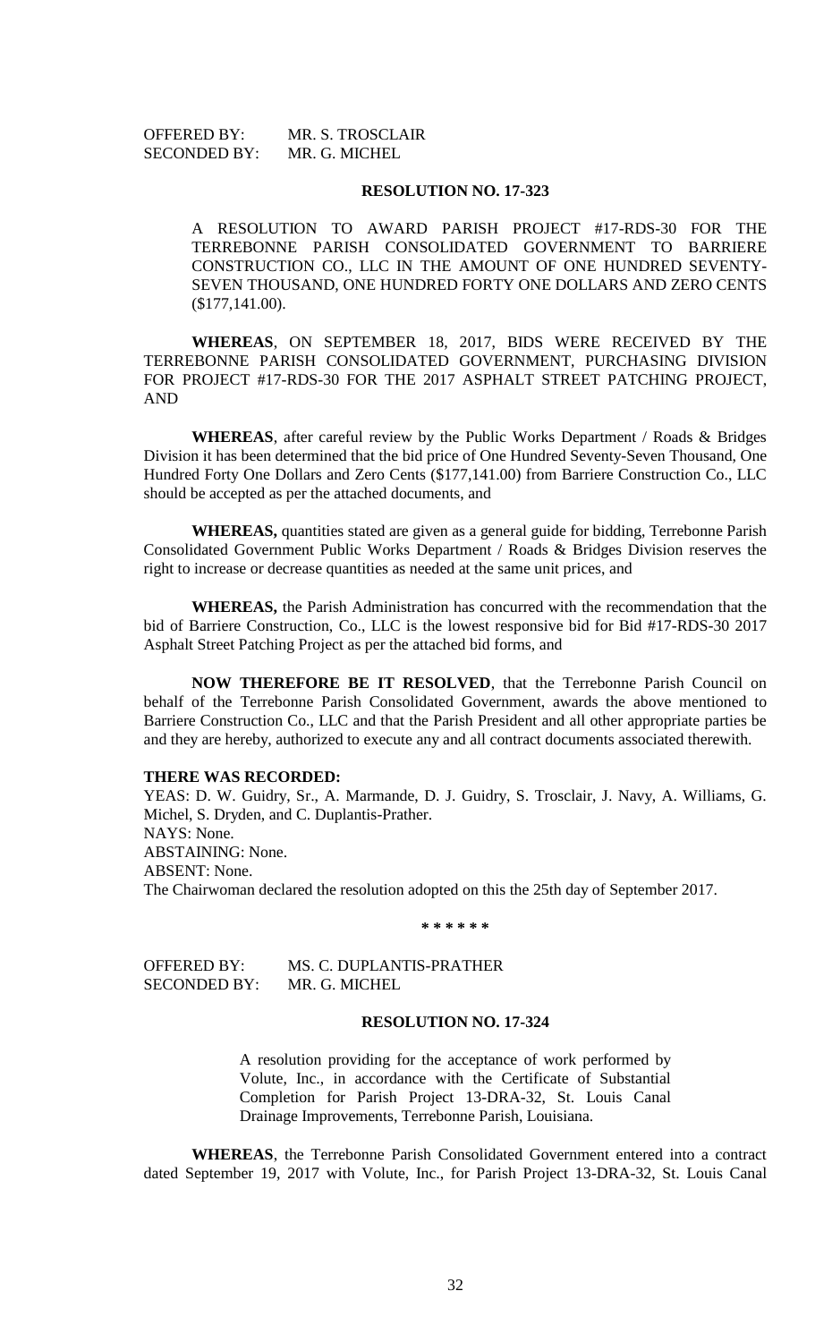OFFERED BY: MR. S. TROSCLAIR
SECONDED BY: MR. G. MICHEL

**RESOLUTION NO. 17-323**

A RESOLUTION TO AWARD PARISH PROJECT #17-RDS-30 FOR THE TERREBONNE PARISH CONSOLIDATED GOVERNMENT TO BARRIERE CONSTRUCTION CO., LLC IN THE AMOUNT OF ONE HUNDRED SEVENTY-SEVEN THOUSAND, ONE HUNDRED FORTY ONE DOLLARS AND ZERO CENTS ($177,141.00).

**WHEREAS**, ON SEPTEMBER 18, 2017, BIDS WERE RECEIVED BY THE TERREBONNE PARISH CONSOLIDATED GOVERNMENT, PURCHASING DIVISION FOR PROJECT #17-RDS-30 FOR THE 2017 ASPHALT STREET PATCHING PROJECT, AND

**WHEREAS**, after careful review by the Public Works Department / Roads & Bridges Division it has been determined that the bid price of One Hundred Seventy-Seven Thousand, One Hundred Forty One Dollars and Zero Cents ($177,141.00) from Barriere Construction Co., LLC should be accepted as per the attached documents, and

**WHEREAS,** quantities stated are given as a general guide for bidding, Terrebonne Parish Consolidated Government Public Works Department / Roads & Bridges Division reserves the right to increase or decrease quantities as needed at the same unit prices, and

**WHEREAS,** the Parish Administration has concurred with the recommendation that the bid of Barriere Construction, Co., LLC is the lowest responsive bid for Bid #17-RDS-30 2017 Asphalt Street Patching Project as per the attached bid forms, and

**NOW THEREFORE BE IT RESOLVED**, that the Terrebonne Parish Council on behalf of the Terrebonne Parish Consolidated Government, awards the above mentioned to Barriere Construction Co., LLC and that the Parish President and all other appropriate parties be and they are hereby, authorized to execute any and all contract documents associated therewith.

**THERE WAS RECORDED:**

YEAS: D. W. Guidry, Sr., A. Marmande, D. J. Guidry, S. Trosclair, J. Navy, A. Williams, G. Michel, S. Dryden, and C. Duplantis-Prather.
NAYS: None.
ABSTAINING: None.
ABSENT: None.
The Chairwoman declared the resolution adopted on this the 25th day of September 2017.

\* \* \* \* \* \*

OFFERED BY: MS. C. DUPLANTIS-PRATHER
SECONDED BY: MR. G. MICHEL

**RESOLUTION NO. 17-324**

A resolution providing for the acceptance of work performed by Volute, Inc., in accordance with the Certificate of Substantial Completion for Parish Project 13-DRA-32, St. Louis Canal Drainage Improvements, Terrebonne Parish, Louisiana.

**WHEREAS**, the Terrebonne Parish Consolidated Government entered into a contract dated September 19, 2017 with Volute, Inc., for Parish Project 13-DRA-32, St. Louis Canal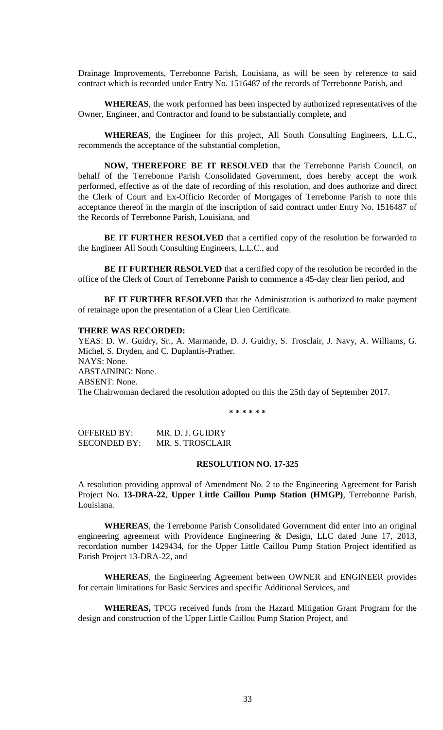Drainage Improvements, Terrebonne Parish, Louisiana, as will be seen by reference to said contract which is recorded under Entry No. 1516487 of the records of Terrebonne Parish, and

**WHEREAS**, the work performed has been inspected by authorized representatives of the Owner, Engineer, and Contractor and found to be substantially complete, and

**WHEREAS**, the Engineer for this project, All South Consulting Engineers, L.L.C., recommends the acceptance of the substantial completion,

**NOW, THEREFORE BE IT RESOLVED** that the Terrebonne Parish Council, on behalf of the Terrebonne Parish Consolidated Government, does hereby accept the work performed, effective as of the date of recording of this resolution, and does authorize and direct the Clerk of Court and Ex-Officio Recorder of Mortgages of Terrebonne Parish to note this acceptance thereof in the margin of the inscription of said contract under Entry No. 1516487 of the Records of Terrebonne Parish, Louisiana, and

**BE IT FURTHER RESOLVED** that a certified copy of the resolution be forwarded to the Engineer All South Consulting Engineers, L.L.C., and

**BE IT FURTHER RESOLVED** that a certified copy of the resolution be recorded in the office of the Clerk of Court of Terrebonne Parish to commence a 45-day clear lien period, and

**BE IT FURTHER RESOLVED** that the Administration is authorized to make payment of retainage upon the presentation of a Clear Lien Certificate.

**THERE WAS RECORDED:**

YEAS: D. W. Guidry, Sr., A. Marmande, D. J. Guidry, S. Trosclair, J. Navy, A. Williams, G. Michel, S. Dryden, and C. Duplantis-Prather.
NAYS: None.
ABSTAINING: None.
ABSENT: None.
The Chairwoman declared the resolution adopted on this the 25th day of September 2017.

\* \* \* \* \* \*

OFFERED BY: MR. D. J. GUIDRY
SECONDED BY: MR. S. TROSCLAIR

**RESOLUTION NO. 17-325**

A resolution providing approval of Amendment No. 2 to the Engineering Agreement for Parish Project No. **13-DRA-22**, **Upper Little Caillou Pump Station (HMGP)**, Terrebonne Parish, Louisiana.

**WHEREAS**, the Terrebonne Parish Consolidated Government did enter into an original engineering agreement with Providence Engineering & Design, LLC dated June 17, 2013, recordation number 1429434, for the Upper Little Caillou Pump Station Project identified as Parish Project 13-DRA-22, and

**WHEREAS**, the Engineering Agreement between OWNER and ENGINEER provides for certain limitations for Basic Services and specific Additional Services, and

**WHEREAS,** TPCG received funds from the Hazard Mitigation Grant Program for the design and construction of the Upper Little Caillou Pump Station Project, and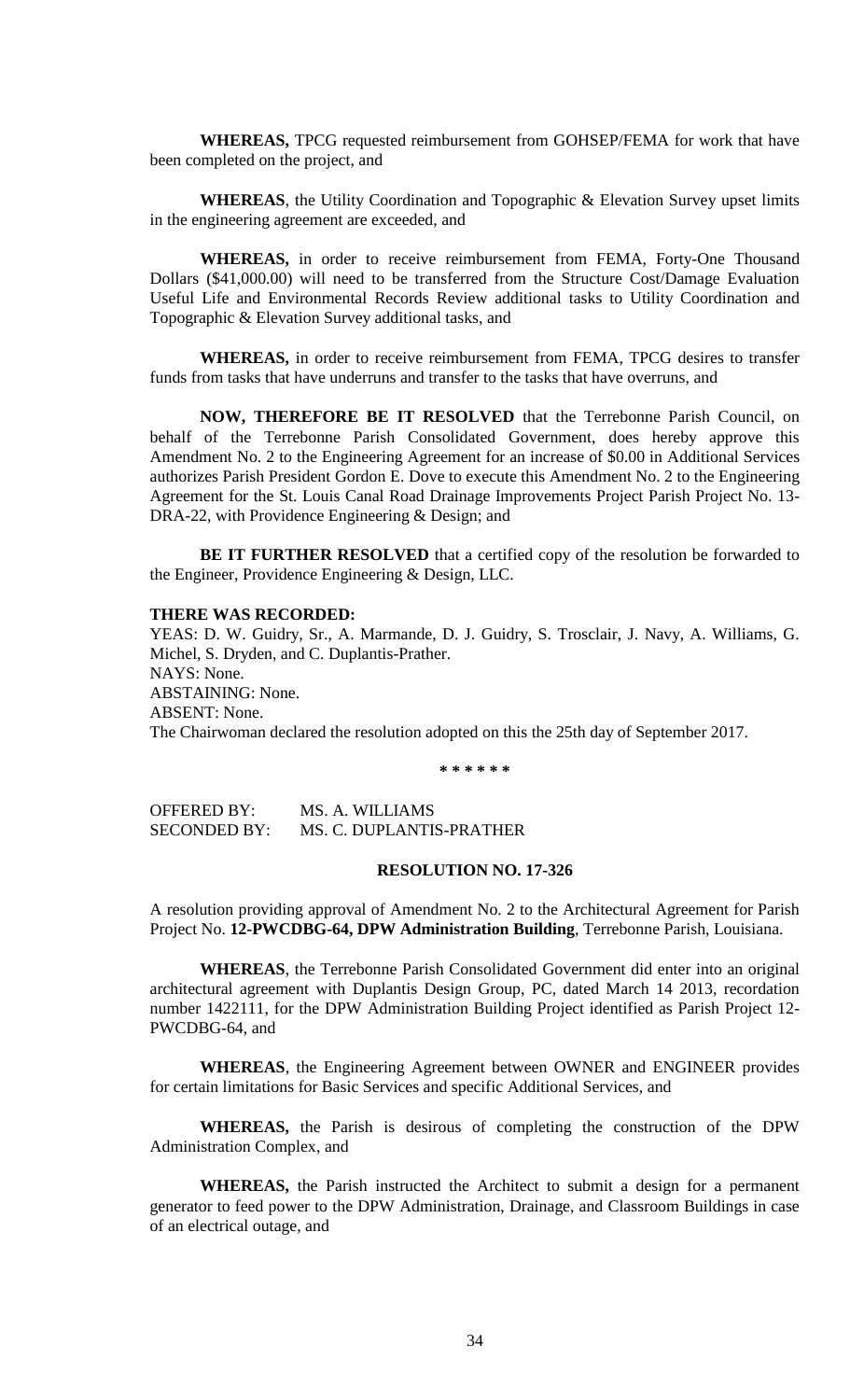**WHEREAS,** TPCG requested reimbursement from GOHSEP/FEMA for work that have been completed on the project, and

**WHEREAS**, the Utility Coordination and Topographic & Elevation Survey upset limits in the engineering agreement are exceeded, and

**WHEREAS,** in order to receive reimbursement from FEMA, Forty-One Thousand Dollars ($41,000.00) will need to be transferred from the Structure Cost/Damage Evaluation Useful Life and Environmental Records Review additional tasks to Utility Coordination and Topographic & Elevation Survey additional tasks, and

**WHEREAS,** in order to receive reimbursement from FEMA, TPCG desires to transfer funds from tasks that have underruns and transfer to the tasks that have overruns, and

**NOW, THEREFORE BE IT RESOLVED** that the Terrebonne Parish Council, on behalf of the Terrebonne Parish Consolidated Government, does hereby approve this Amendment No. 2 to the Engineering Agreement for an increase of $0.00 in Additional Services authorizes Parish President Gordon E. Dove to execute this Amendment No. 2 to the Engineering Agreement for the St. Louis Canal Road Drainage Improvements Project Parish Project No. 13-DRA-22, with Providence Engineering & Design; and

**BE IT FURTHER RESOLVED** that a certified copy of the resolution be forwarded to the Engineer, Providence Engineering & Design, LLC.

**THERE WAS RECORDED:**

YEAS: D. W. Guidry, Sr., A. Marmande, D. J. Guidry, S. Trosclair, J. Navy, A. Williams, G. Michel, S. Dryden, and C. Duplantis-Prather.
NAYS: None.
ABSTAINING: None.
ABSENT: None.
The Chairwoman declared the resolution adopted on this the 25th day of September 2017.

\* \* \* \* \* \*

OFFERED BY: MS. A. WILLIAMS
SECONDED BY: MS. C. DUPLANTIS-PRATHER

**RESOLUTION NO. 17-326**

A resolution providing approval of Amendment No. 2 to the Architectural Agreement for Parish Project No. **12-PWCDBG-64, DPW Administration Building**, Terrebonne Parish, Louisiana.

**WHEREAS**, the Terrebonne Parish Consolidated Government did enter into an original architectural agreement with Duplantis Design Group, PC, dated March 14 2013, recordation number 1422111, for the DPW Administration Building Project identified as Parish Project 12-PWCDBG-64, and

**WHEREAS**, the Engineering Agreement between OWNER and ENGINEER provides for certain limitations for Basic Services and specific Additional Services, and

**WHEREAS,** the Parish is desirous of completing the construction of the DPW Administration Complex, and

**WHEREAS,** the Parish instructed the Architect to submit a design for a permanent generator to feed power to the DPW Administration, Drainage, and Classroom Buildings in case of an electrical outage, and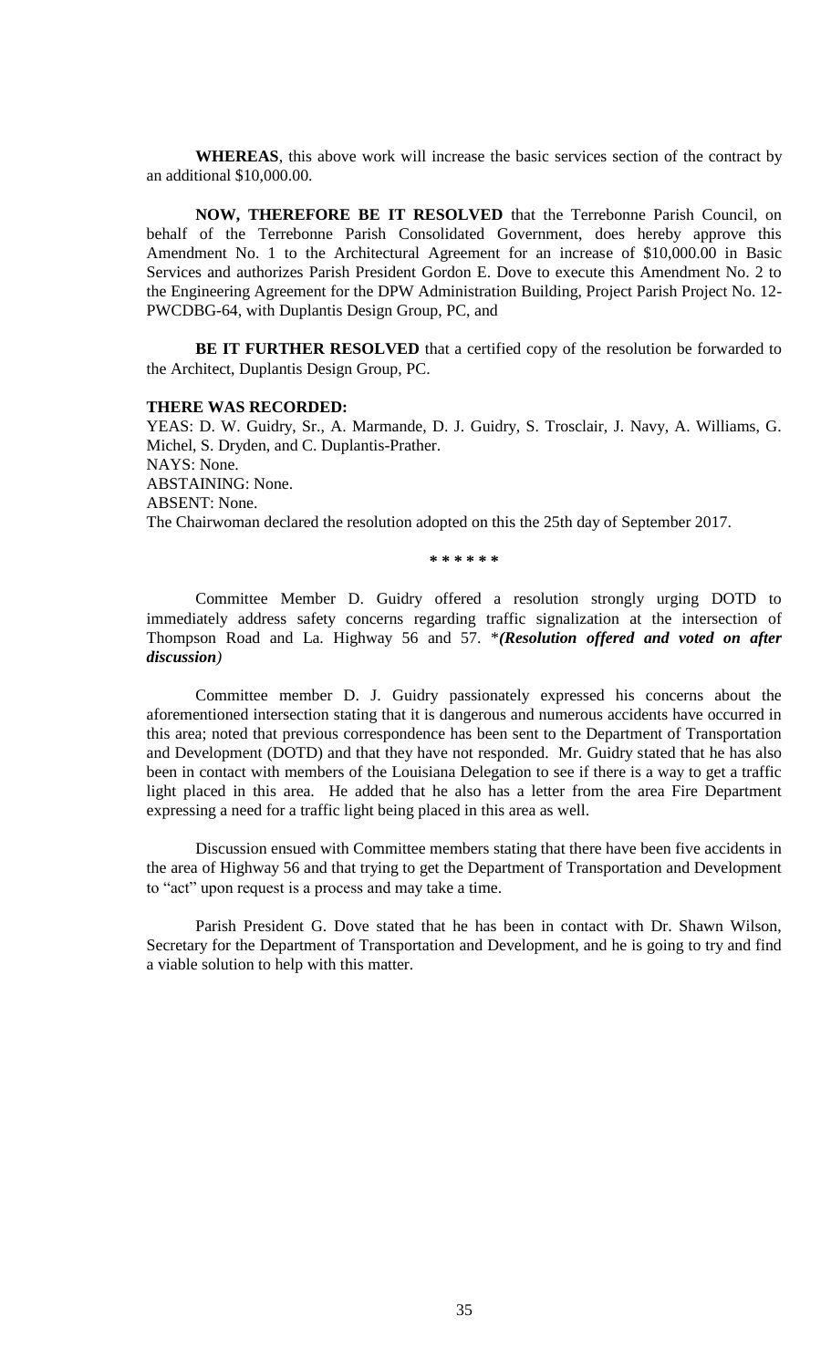**WHEREAS**, this above work will increase the basic services section of the contract by an additional $10,000.00.

**NOW, THEREFORE BE IT RESOLVED** that the Terrebonne Parish Council, on behalf of the Terrebonne Parish Consolidated Government, does hereby approve this Amendment No. 1 to the Architectural Agreement for an increase of $10,000.00 in Basic Services and authorizes Parish President Gordon E. Dove to execute this Amendment No. 2 to the Engineering Agreement for the DPW Administration Building, Project Parish Project No. 12-PWCDBG-64, with Duplantis Design Group, PC, and

**BE IT FURTHER RESOLVED** that a certified copy of the resolution be forwarded to the Architect, Duplantis Design Group, PC.

**THERE WAS RECORDED:**

YEAS: D. W. Guidry, Sr., A. Marmande, D. J. Guidry, S. Trosclair, J. Navy, A. Williams, G. Michel, S. Dryden, and C. Duplantis-Prather.

NAYS: None.

ABSTAINING: None.

ABSENT: None.

The Chairwoman declared the resolution adopted on this the 25th day of September 2017.

\* \* \* \* \* \*

Committee Member D. Guidry offered a resolution strongly urging DOTD to immediately address safety concerns regarding traffic signalization at the intersection of Thompson Road and La. Highway 56 and 57. \****(Resolution offered and voted on after discussion)***

Committee member D. J. Guidry passionately expressed his concerns about the aforementioned intersection stating that it is dangerous and numerous accidents have occurred in this area; noted that previous correspondence has been sent to the Department of Transportation and Development (DOTD) and that they have not responded. Mr. Guidry stated that he has also been in contact with members of the Louisiana Delegation to see if there is a way to get a traffic light placed in this area. He added that he also has a letter from the area Fire Department expressing a need for a traffic light being placed in this area as well.

Discussion ensued with Committee members stating that there have been five accidents in the area of Highway 56 and that trying to get the Department of Transportation and Development to "act" upon request is a process and may take a time.

Parish President G. Dove stated that he has been in contact with Dr. Shawn Wilson, Secretary for the Department of Transportation and Development, and he is going to try and find a viable solution to help with this matter.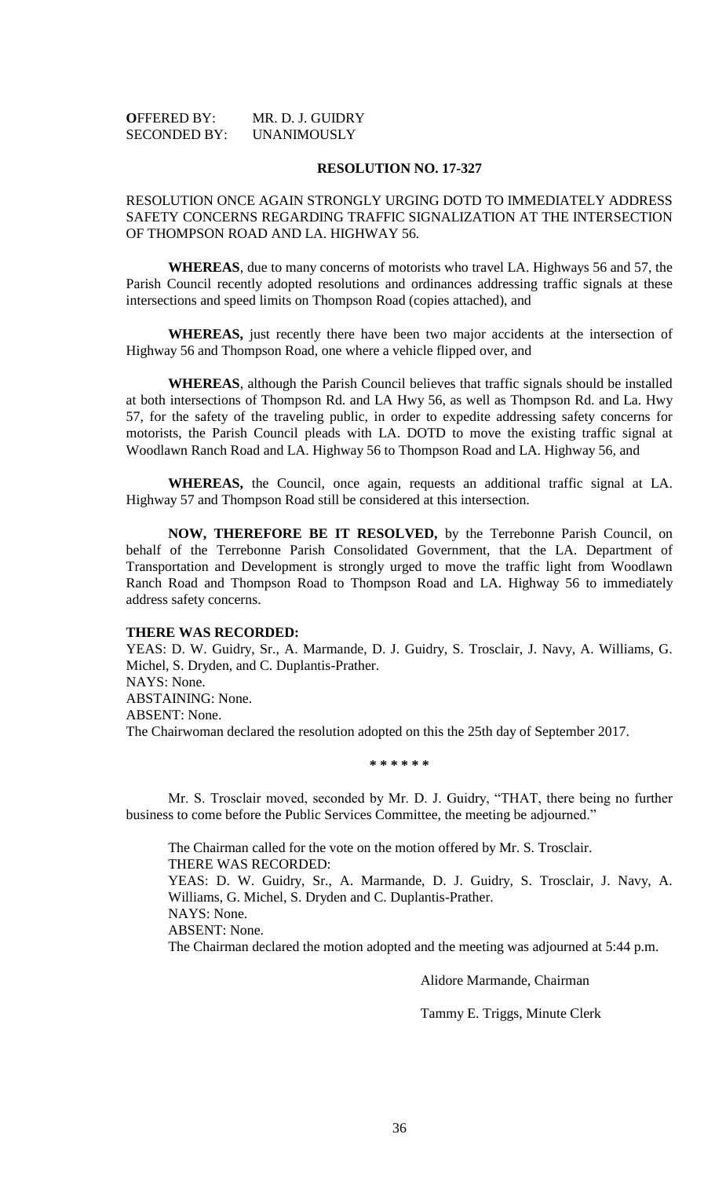**O**FFERED BY: MR. D. J. GUIDRY
SECONDED BY: UNANIMOUSLY

**RESOLUTION NO. 17-327**

RESOLUTION ONCE AGAIN STRONGLY URGING DOTD TO IMMEDIATELY ADDRESS SAFETY CONCERNS REGARDING TRAFFIC SIGNALIZATION AT THE INTERSECTION OF THOMPSON ROAD AND LA. HIGHWAY 56.

**WHEREAS**, due to many concerns of motorists who travel LA. Highways 56 and 57, the Parish Council recently adopted resolutions and ordinances addressing traffic signals at these intersections and speed limits on Thompson Road (copies attached), and

**WHEREAS,** just recently there have been two major accidents at the intersection of Highway 56 and Thompson Road, one where a vehicle flipped over, and

**WHEREAS**, although the Parish Council believes that traffic signals should be installed at both intersections of Thompson Rd. and LA Hwy 56, as well as Thompson Rd. and La. Hwy 57, for the safety of the traveling public, in order to expedite addressing safety concerns for motorists, the Parish Council pleads with LA. DOTD to move the existing traffic signal at Woodlawn Ranch Road and LA. Highway 56 to Thompson Road and LA. Highway 56, and

**WHEREAS,** the Council, once again, requests an additional traffic signal at LA. Highway 57 and Thompson Road still be considered at this intersection.

**NOW, THEREFORE BE IT RESOLVED,** by the Terrebonne Parish Council, on behalf of the Terrebonne Parish Consolidated Government, that the LA. Department of Transportation and Development is strongly urged to move the traffic light from Woodlawn Ranch Road and Thompson Road to Thompson Road and LA. Highway 56 to immediately address safety concerns.

**THERE WAS RECORDED:**
YEAS: D. W. Guidry, Sr., A. Marmande, D. J. Guidry, S. Trosclair, J. Navy, A. Williams, G. Michel, S. Dryden, and C. Duplantis-Prather.
NAYS: None.
ABSTAINING: None.
ABSENT: None.
The Chairwoman declared the resolution adopted on this the 25th day of September 2017.

**\* \* \* \* \* \***

Mr. S. Trosclair moved, seconded by Mr. D. J. Guidry, "THAT, there being no further business to come before the Public Services Committee, the meeting be adjourned."

The Chairman called for the vote on the motion offered by Mr. S. Trosclair.
THERE WAS RECORDED:
YEAS: D. W. Guidry, Sr., A. Marmande, D. J. Guidry, S. Trosclair, J. Navy, A. Williams, G. Michel, S. Dryden and C. Duplantis-Prather.
NAYS: None.
ABSENT: None.
The Chairman declared the motion adopted and the meeting was adjourned at 5:44 p.m.

Alidore Marmande, Chairman

Tammy E. Triggs, Minute Clerk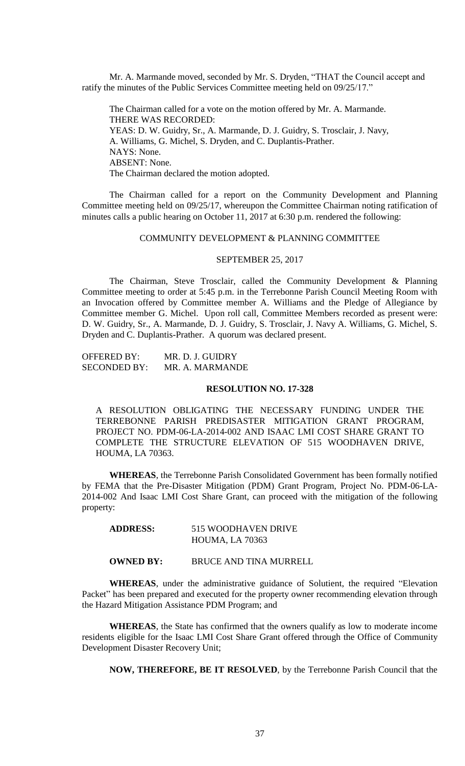Mr. A. Marmande moved, seconded by Mr. S. Dryden, "THAT the Council accept and ratify the minutes of the Public Services Committee meeting held on 09/25/17."

The Chairman called for a vote on the motion offered by Mr. A. Marmande.
THERE WAS RECORDED:
YEAS: D. W. Guidry, Sr., A. Marmande, D. J. Guidry, S. Trosclair, J. Navy, A. Williams, G. Michel, S. Dryden, and C. Duplantis-Prather.
NAYS: None.
ABSENT: None.
The Chairman declared the motion adopted.

The Chairman called for a report on the Community Development and Planning Committee meeting held on 09/25/17, whereupon the Committee Chairman noting ratification of minutes calls a public hearing on October 11, 2017 at 6:30 p.m. rendered the following:

COMMUNITY DEVELOPMENT & PLANNING COMMITTEE

SEPTEMBER 25, 2017

The Chairman, Steve Trosclair, called the Community Development & Planning Committee meeting to order at 5:45 p.m. in the Terrebonne Parish Council Meeting Room with an Invocation offered by Committee member A. Williams and the Pledge of Allegiance by Committee member G. Michel. Upon roll call, Committee Members recorded as present were: D. W. Guidry, Sr., A. Marmande, D. J. Guidry, S. Trosclair, J. Navy A. Williams, G. Michel, S. Dryden and C. Duplantis-Prather. A quorum was declared present.

OFFERED BY: MR. D. J. GUIDRY
SECONDED BY: MR. A. MARMANDE

**RESOLUTION NO. 17-328**

A RESOLUTION OBLIGATING THE NECESSARY FUNDING UNDER THE TERREBONNE PARISH PREDISASTER MITIGATION GRANT PROGRAM, PROJECT NO. PDM-06-LA-2014-002 AND ISAAC LMI COST SHARE GRANT TO COMPLETE THE STRUCTURE ELEVATION OF 515 WOODHAVEN DRIVE, HOUMA, LA 70363.

**WHEREAS**, the Terrebonne Parish Consolidated Government has been formally notified by FEMA that the Pre-Disaster Mitigation (PDM) Grant Program, Project No. PDM-06-LA-2014-002 And Isaac LMI Cost Share Grant, can proceed with the mitigation of the following property:

**ADDRESS:** 515 WOODHAVEN DRIVE
HOUMA, LA 70363

**OWNED BY:** BRUCE AND TINA MURRELL

**WHEREAS**, under the administrative guidance of Solutient, the required "Elevation Packet" has been prepared and executed for the property owner recommending elevation through the Hazard Mitigation Assistance PDM Program; and

**WHEREAS**, the State has confirmed that the owners qualify as low to moderate income residents eligible for the Isaac LMI Cost Share Grant offered through the Office of Community Development Disaster Recovery Unit;

**NOW, THEREFORE, BE IT RESOLVED**, by the Terrebonne Parish Council that the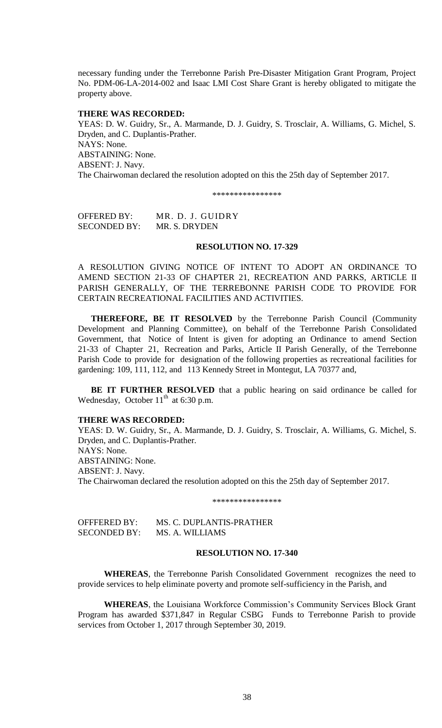necessary funding under the Terrebonne Parish Pre-Disaster Mitigation Grant Program, Project No. PDM-06-LA-2014-002 and Isaac LMI Cost Share Grant is hereby obligated to mitigate the property above.

**THERE WAS RECORDED:**

YEAS: D. W. Guidry, Sr., A. Marmande, D. J. Guidry, S. Trosclair, A. Williams, G. Michel, S. Dryden, and C. Duplantis-Prather.
NAYS: None.
ABSTAINING: None.
ABSENT: J. Navy.
The Chairwoman declared the resolution adopted on this the 25th day of September 2017.

\*\*\*\*\*\*\*\*\*\*\*\*\*\*\*\*

OFFERED BY: MR. D. J. GUIDRY
SECONDED BY: MR. S. DRYDEN

**RESOLUTION NO. 17-329**

A RESOLUTION GIVING NOTICE OF INTENT TO ADOPT AN ORDINANCE TO AMEND SECTION 21-33 OF CHAPTER 21, RECREATION AND PARKS, ARTICLE II PARISH GENERALLY, OF THE TERREBONNE PARISH CODE TO PROVIDE FOR CERTAIN RECREATIONAL FACILITIES AND ACTIVITIES.

**THEREFORE, BE IT RESOLVED** by the Terrebonne Parish Council (Community Development and Planning Committee), on behalf of the Terrebonne Parish Consolidated Government, that Notice of Intent is given for adopting an Ordinance to amend Section 21-33 of Chapter 21, Recreation and Parks, Article II Parish Generally, of the Terrebonne Parish Code to provide for designation of the following properties as recreational facilities for gardening: 109, 111, 112, and 113 Kennedy Street in Montegut, LA 70377 and,

**BE IT FURTHER RESOLVED** that a public hearing on said ordinance be called for Wednesday, October 11th at 6:30 p.m.

**THERE WAS RECORDED:**

YEAS: D. W. Guidry, Sr., A. Marmande, D. J. Guidry, S. Trosclair, A. Williams, G. Michel, S. Dryden, and C. Duplantis-Prather.
NAYS: None.
ABSTAINING: None.
ABSENT: J. Navy.
The Chairwoman declared the resolution adopted on this the 25th day of September 2017.

\*\*\*\*\*\*\*\*\*\*\*\*\*\*\*\*

OFFFERED BY: MS. C. DUPLANTIS-PRATHER
SECONDED BY: MS. A. WILLIAMS

**RESOLUTION NO. 17-340**

**WHEREAS**, the Terrebonne Parish Consolidated Government recognizes the need to provide services to help eliminate poverty and promote self-sufficiency in the Parish, and

**WHEREAS**, the Louisiana Workforce Commission's Community Services Block Grant Program has awarded $371,847 in Regular CSBG Funds to Terrebonne Parish to provide services from October 1, 2017 through September 30, 2019.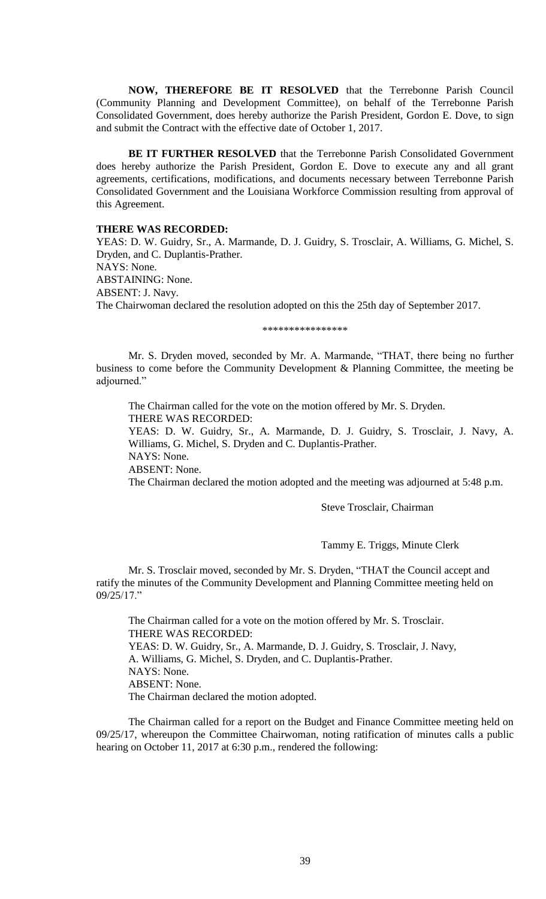**NOW, THEREFORE BE IT RESOLVED** that the Terrebonne Parish Council (Community Planning and Development Committee), on behalf of the Terrebonne Parish Consolidated Government, does hereby authorize the Parish President, Gordon E. Dove, to sign and submit the Contract with the effective date of October 1, 2017.

**BE IT FURTHER RESOLVED** that the Terrebonne Parish Consolidated Government does hereby authorize the Parish President, Gordon E. Dove to execute any and all grant agreements, certifications, modifications, and documents necessary between Terrebonne Parish Consolidated Government and the Louisiana Workforce Commission resulting from approval of this Agreement.

**THERE WAS RECORDED:**
YEAS: D. W. Guidry, Sr., A. Marmande, D. J. Guidry, S. Trosclair, A. Williams, G. Michel, S. Dryden, and C. Duplantis-Prather.
NAYS: None.
ABSTAINING: None.
ABSENT: J. Navy.
The Chairwoman declared the resolution adopted on this the 25th day of September 2017.

\*\*\*\*\*\*\*\*\*\*\*\*\*\*\*\*

Mr. S. Dryden moved, seconded by Mr. A. Marmande, "THAT, there being no further business to come before the Community Development & Planning Committee, the meeting be adjourned."

The Chairman called for the vote on the motion offered by Mr. S. Dryden.
THERE WAS RECORDED:
YEAS: D. W. Guidry, Sr., A. Marmande, D. J. Guidry, S. Trosclair, J. Navy, A. Williams, G. Michel, S. Dryden and C. Duplantis-Prather.
NAYS: None.
ABSENT: None.
The Chairman declared the motion adopted and the meeting was adjourned at 5:48 p.m.

Steve Trosclair, Chairman

Tammy E. Triggs, Minute Clerk

Mr. S. Trosclair moved, seconded by Mr. S. Dryden, "THAT the Council accept and ratify the minutes of the Community Development and Planning Committee meeting held on 09/25/17."

The Chairman called for a vote on the motion offered by Mr. S. Trosclair.
THERE WAS RECORDED:
YEAS: D. W. Guidry, Sr., A. Marmande, D. J. Guidry, S. Trosclair, J. Navy, A. Williams, G. Michel, S. Dryden, and C. Duplantis-Prather.
NAYS: None.
ABSENT: None.
The Chairman declared the motion adopted.

The Chairman called for a report on the Budget and Finance Committee meeting held on 09/25/17, whereupon the Committee Chairwoman, noting ratification of minutes calls a public hearing on October 11, 2017 at 6:30 p.m., rendered the following: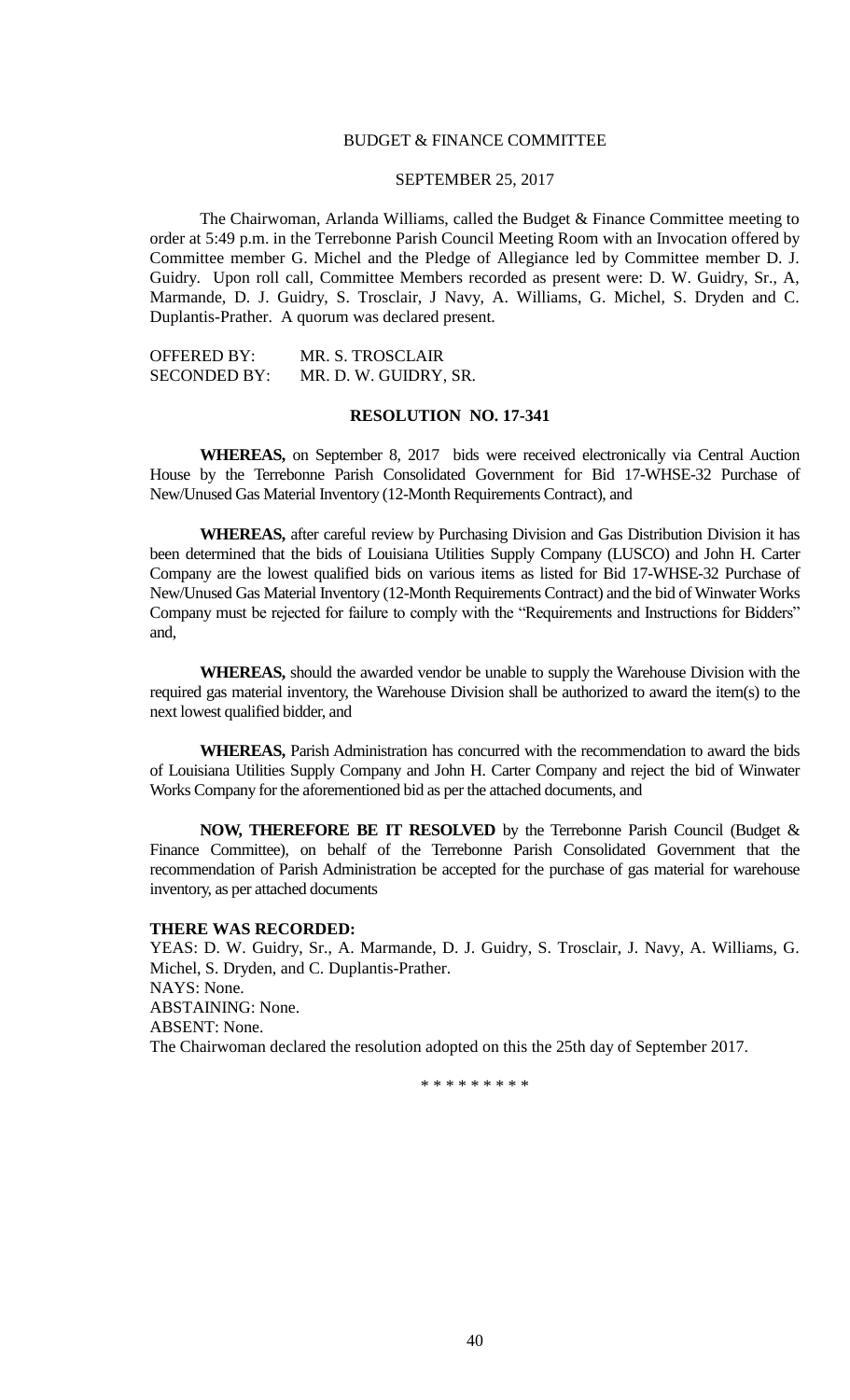BUDGET & FINANCE COMMITTEE

SEPTEMBER 25, 2017

The Chairwoman, Arlanda Williams, called the Budget & Finance Committee meeting to order at 5:49 p.m. in the Terrebonne Parish Council Meeting Room with an Invocation offered by Committee member G. Michel and the Pledge of Allegiance led by Committee member D. J. Guidry. Upon roll call, Committee Members recorded as present were: D. W. Guidry, Sr., A, Marmande, D. J. Guidry, S. Trosclair, J Navy, A. Williams, G. Michel, S. Dryden and C. Duplantis-Prather. A quorum was declared present.

OFFERED BY: MR. S. TROSCLAIR
SECONDED BY: MR. D. W. GUIDRY, SR.

**RESOLUTION NO. 17-341**

**WHEREAS,** on September 8, 2017 bids were received electronically via Central Auction House by the Terrebonne Parish Consolidated Government for Bid 17-WHSE-32 Purchase of New/Unused Gas Material Inventory (12-Month Requirements Contract), and

**WHEREAS,** after careful review by Purchasing Division and Gas Distribution Division it has been determined that the bids of Louisiana Utilities Supply Company (LUSCO) and John H. Carter Company are the lowest qualified bids on various items as listed for Bid 17-WHSE-32 Purchase of New/Unused Gas Material Inventory (12-Month Requirements Contract) and the bid of Winwater Works Company must be rejected for failure to comply with the "Requirements and Instructions for Bidders" and,

**WHEREAS,** should the awarded vendor be unable to supply the Warehouse Division with the required gas material inventory, the Warehouse Division shall be authorized to award the item(s) to the next lowest qualified bidder, and

**WHEREAS,** Parish Administration has concurred with the recommendation to award the bids of Louisiana Utilities Supply Company and John H. Carter Company and reject the bid of Winwater Works Company for the aforementioned bid as per the attached documents, and

**NOW, THEREFORE BE IT RESOLVED** by the Terrebonne Parish Council (Budget & Finance Committee), on behalf of the Terrebonne Parish Consolidated Government that the recommendation of Parish Administration be accepted for the purchase of gas material for warehouse inventory, as per attached documents

**THERE WAS RECORDED:**

YEAS: D. W. Guidry, Sr., A. Marmande, D. J. Guidry, S. Trosclair, J. Navy, A. Williams, G. Michel, S. Dryden, and C. Duplantis-Prather.
NAYS: None.
ABSTAINING: None.
ABSENT: None.
The Chairwoman declared the resolution adopted on this the 25th day of September 2017.

\* \* \* \* \* \* \* \* \*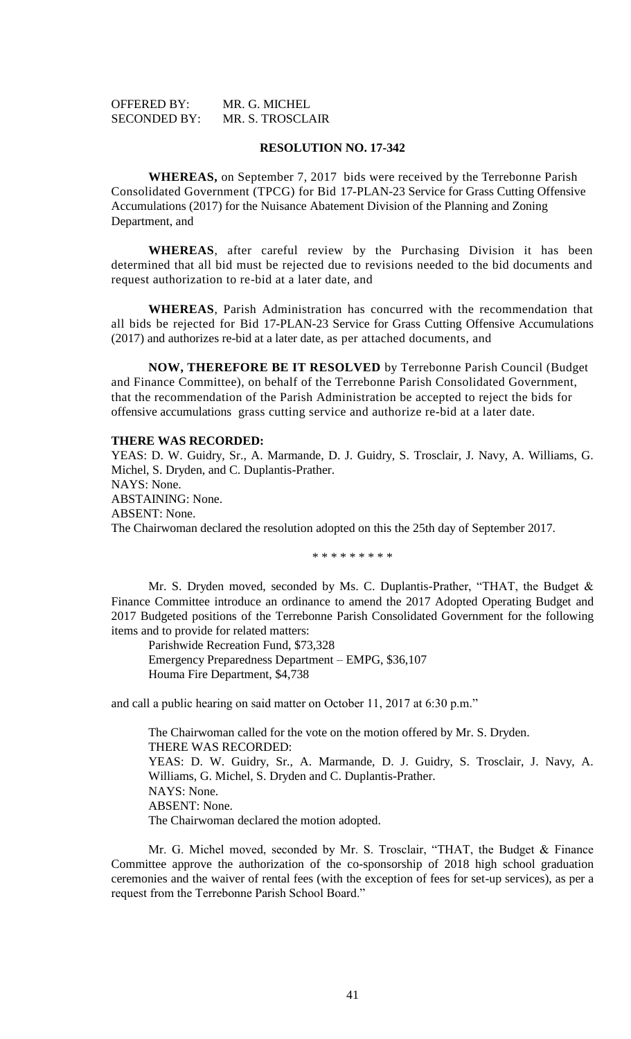OFFERED BY: MR. G. MICHEL
SECONDED BY: MR. S. TROSCLAIR

**RESOLUTION NO. 17-342**

**WHEREAS,** on September 7, 2017 bids were received by the Terrebonne Parish Consolidated Government (TPCG) for Bid 17-PLAN-23 Service for Grass Cutting Offensive Accumulations (2017) for the Nuisance Abatement Division of the Planning and Zoning Department, and

**WHEREAS**, after careful review by the Purchasing Division it has been determined that all bid must be rejected due to revisions needed to the bid documents and request authorization to re-bid at a later date, and

**WHEREAS**, Parish Administration has concurred with the recommendation that all bids be rejected for Bid 17-PLAN-23 Service for Grass Cutting Offensive Accumulations (2017) and authorizes re-bid at a later date, as per attached documents, and

**NOW, THEREFORE BE IT RESOLVED** by Terrebonne Parish Council (Budget and Finance Committee), on behalf of the Terrebonne Parish Consolidated Government, that the recommendation of the Parish Administration be accepted to reject the bids for offensive accumulations grass cutting service and authorize re-bid at a later date.

**THERE WAS RECORDED:**
YEAS: D. W. Guidry, Sr., A. Marmande, D. J. Guidry, S. Trosclair, J. Navy, A. Williams, G. Michel, S. Dryden, and C. Duplantis-Prather.
NAYS: None.
ABSTAINING: None.
ABSENT: None.
The Chairwoman declared the resolution adopted on this the 25th day of September 2017.

\* \* \* \* \* \* \* \* \*

Mr. S. Dryden moved, seconded by Ms. C. Duplantis-Prather, "THAT, the Budget & Finance Committee introduce an ordinance to amend the 2017 Adopted Operating Budget and 2017 Budgeted positions of the Terrebonne Parish Consolidated Government for the following items and to provide for related matters:

Parishwide Recreation Fund, $73,328
Emergency Preparedness Department – EMPG, $36,107
Houma Fire Department, $4,738

and call a public hearing on said matter on October 11, 2017 at 6:30 p.m."

The Chairwoman called for the vote on the motion offered by Mr. S. Dryden.
THERE WAS RECORDED:
YEAS: D. W. Guidry, Sr., A. Marmande, D. J. Guidry, S. Trosclair, J. Navy, A. Williams, G. Michel, S. Dryden and C. Duplantis-Prather.
NAYS: None.
ABSENT: None.
The Chairwoman declared the motion adopted.

Mr. G. Michel moved, seconded by Mr. S. Trosclair, "THAT, the Budget & Finance Committee approve the authorization of the co-sponsorship of 2018 high school graduation ceremonies and the waiver of rental fees (with the exception of fees for set-up services), as per a request from the Terrebonne Parish School Board."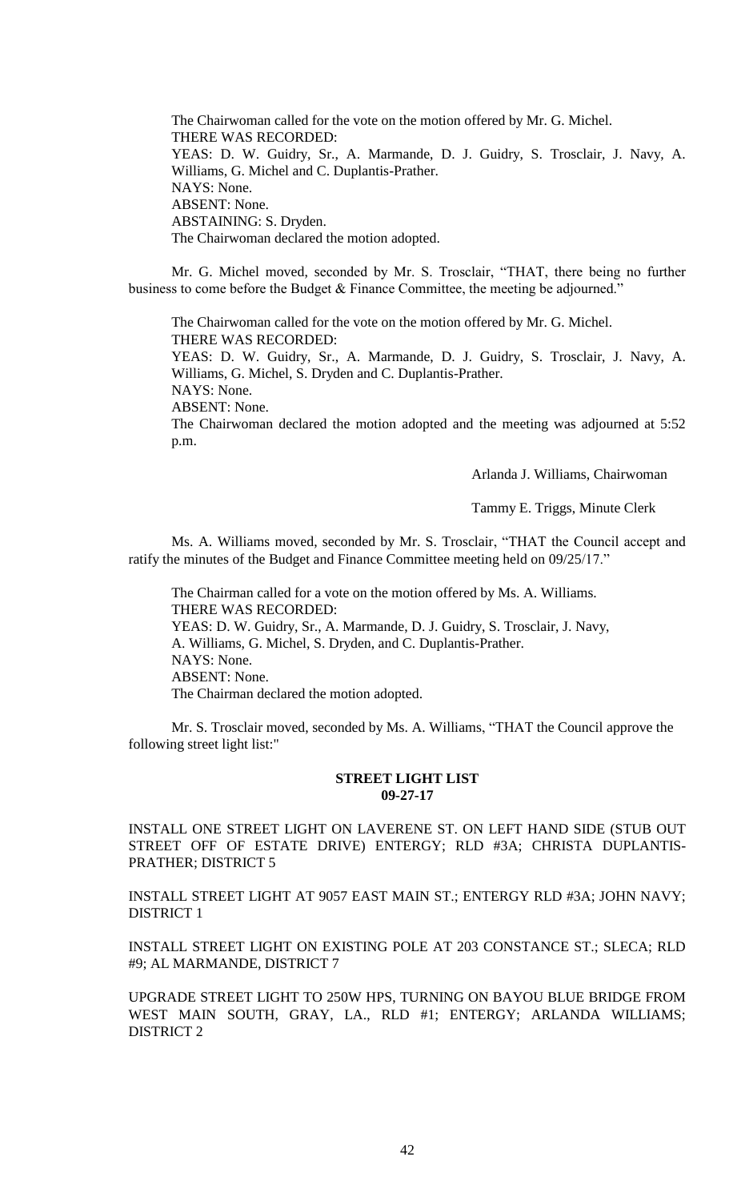The Chairwoman called for the vote on the motion offered by Mr. G. Michel.
THERE WAS RECORDED:
YEAS: D. W. Guidry, Sr., A. Marmande, D. J. Guidry, S. Trosclair, J. Navy, A. Williams, G. Michel and C. Duplantis-Prather.
NAYS: None.
ABSENT: None.
ABSTAINING: S. Dryden.
The Chairwoman declared the motion adopted.

Mr. G. Michel moved, seconded by Mr. S. Trosclair, "THAT, there being no further business to come before the Budget & Finance Committee, the meeting be adjourned."

The Chairwoman called for the vote on the motion offered by Mr. G. Michel.
THERE WAS RECORDED:
YEAS: D. W. Guidry, Sr., A. Marmande, D. J. Guidry, S. Trosclair, J. Navy, A. Williams, G. Michel, S. Dryden and C. Duplantis-Prather.
NAYS: None.
ABSENT: None.
The Chairwoman declared the motion adopted and the meeting was adjourned at 5:52 p.m.

Arlanda J. Williams, Chairwoman

Tammy E. Triggs, Minute Clerk

Ms. A. Williams moved, seconded by Mr. S. Trosclair, "THAT the Council accept and ratify the minutes of the Budget and Finance Committee meeting held on 09/25/17."

The Chairman called for a vote on the motion offered by Ms. A. Williams.
THERE WAS RECORDED:
YEAS: D. W. Guidry, Sr., A. Marmande, D. J. Guidry, S. Trosclair, J. Navy, A. Williams, G. Michel, S. Dryden, and C. Duplantis-Prather.
NAYS: None.
ABSENT: None.
The Chairman declared the motion adopted.

Mr. S. Trosclair moved, seconded by Ms. A. Williams, "THAT the Council approve the following street light list:"

**STREET LIGHT LIST**
**09-27-17**

INSTALL ONE STREET LIGHT ON LAVERENE ST. ON LEFT HAND SIDE (STUB OUT STREET OFF OF ESTATE DRIVE) ENTERGY; RLD #3A; CHRISTA DUPLANTIS-PRATHER; DISTRICT 5

INSTALL STREET LIGHT AT 9057 EAST MAIN ST.; ENTERGY RLD #3A; JOHN NAVY; DISTRICT 1

INSTALL STREET LIGHT ON EXISTING POLE AT 203 CONSTANCE ST.; SLECA; RLD #9; AL MARMANDE, DISTRICT 7

UPGRADE STREET LIGHT TO 250W HPS, TURNING ON BAYOU BLUE BRIDGE FROM WEST MAIN SOUTH, GRAY, LA., RLD #1; ENTERGY; ARLANDA WILLIAMS; DISTRICT 2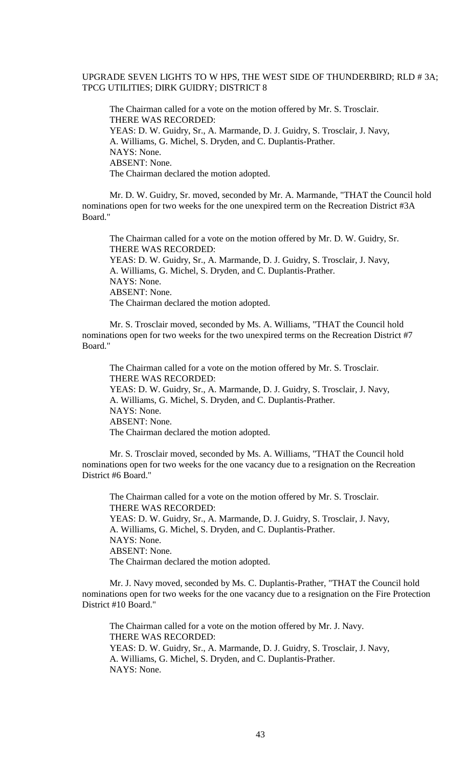UPGRADE SEVEN LIGHTS TO W HPS, THE WEST SIDE OF THUNDERBIRD; RLD # 3A; TPCG UTILITIES; DIRK GUIDRY; DISTRICT 8

The Chairman called for a vote on the motion offered by Mr. S. Trosclair.
THERE WAS RECORDED:
YEAS: D. W. Guidry, Sr., A. Marmande, D. J. Guidry, S. Trosclair, J. Navy, A. Williams, G. Michel, S. Dryden, and C. Duplantis-Prather.
NAYS: None.
ABSENT: None.
The Chairman declared the motion adopted.

Mr. D. W. Guidry, Sr. moved, seconded by Mr. A. Marmande, "THAT the Council hold nominations open for two weeks for the one unexpired term on the Recreation District #3A Board."

The Chairman called for a vote on the motion offered by Mr. D. W. Guidry, Sr.
THERE WAS RECORDED:
YEAS: D. W. Guidry, Sr., A. Marmande, D. J. Guidry, S. Trosclair, J. Navy, A. Williams, G. Michel, S. Dryden, and C. Duplantis-Prather.
NAYS: None.
ABSENT: None.
The Chairman declared the motion adopted.

Mr. S. Trosclair moved, seconded by Ms. A. Williams, "THAT the Council hold nominations open for two weeks for the two unexpired terms on the Recreation District #7 Board."

The Chairman called for a vote on the motion offered by Mr. S. Trosclair.
THERE WAS RECORDED:
YEAS: D. W. Guidry, Sr., A. Marmande, D. J. Guidry, S. Trosclair, J. Navy, A. Williams, G. Michel, S. Dryden, and C. Duplantis-Prather.
NAYS: None.
ABSENT: None.
The Chairman declared the motion adopted.

Mr. S. Trosclair moved, seconded by Ms. A. Williams, "THAT the Council hold nominations open for two weeks for the one vacancy due to a resignation on the Recreation District #6 Board."

The Chairman called for a vote on the motion offered by Mr. S. Trosclair.
THERE WAS RECORDED:
YEAS: D. W. Guidry, Sr., A. Marmande, D. J. Guidry, S. Trosclair, J. Navy, A. Williams, G. Michel, S. Dryden, and C. Duplantis-Prather.
NAYS: None.
ABSENT: None.
The Chairman declared the motion adopted.

Mr. J. Navy moved, seconded by Ms. C. Duplantis-Prather, "THAT the Council hold nominations open for two weeks for the one vacancy due to a resignation on the Fire Protection District #10 Board."

The Chairman called for a vote on the motion offered by Mr. J. Navy.
THERE WAS RECORDED:
YEAS: D. W. Guidry, Sr., A. Marmande, D. J. Guidry, S. Trosclair, J. Navy, A. Williams, G. Michel, S. Dryden, and C. Duplantis-Prather.
NAYS: None.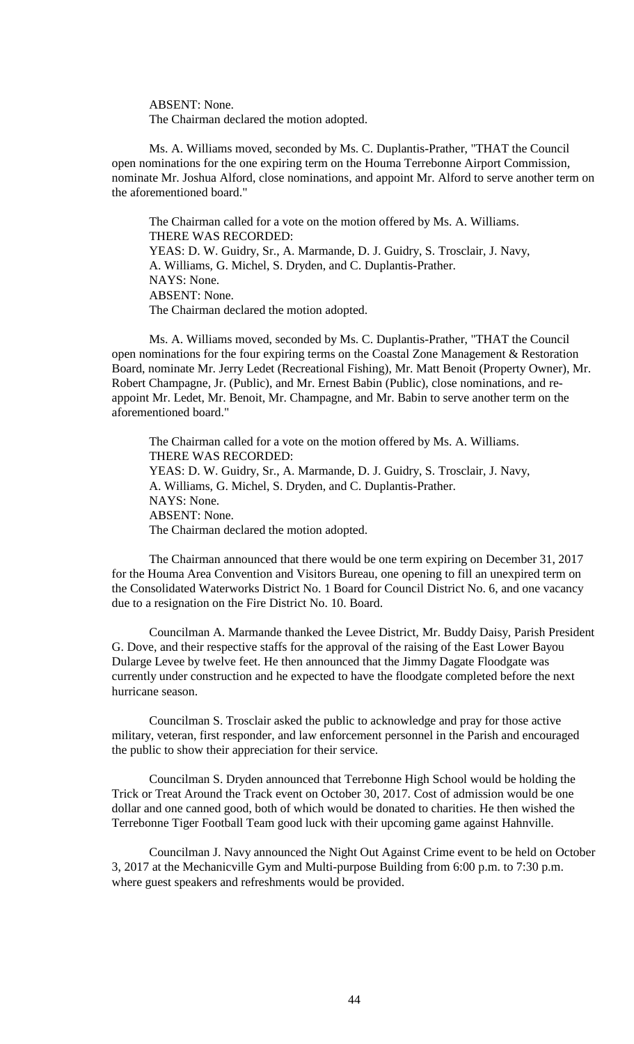ABSENT: None.
The Chairman declared the motion adopted.

Ms. A. Williams moved, seconded by Ms. C. Duplantis-Prather, "THAT the Council open nominations for the one expiring term on the Houma Terrebonne Airport Commission, nominate Mr. Joshua Alford, close nominations, and appoint Mr. Alford to serve another term on the aforementioned board."

The Chairman called for a vote on the motion offered by Ms. A. Williams.
THERE WAS RECORDED:
YEAS: D. W. Guidry, Sr., A. Marmande, D. J. Guidry, S. Trosclair, J. Navy, A. Williams, G. Michel, S. Dryden, and C. Duplantis-Prather.
NAYS: None.
ABSENT: None.
The Chairman declared the motion adopted.

Ms. A. Williams moved, seconded by Ms. C. Duplantis-Prather, "THAT the Council open nominations for the four expiring terms on the Coastal Zone Management & Restoration Board, nominate Mr. Jerry Ledet (Recreational Fishing), Mr. Matt Benoit (Property Owner), Mr. Robert Champagne, Jr. (Public), and Mr. Ernest Babin (Public), close nominations, and re-appoint Mr. Ledet, Mr. Benoit, Mr. Champagne, and Mr. Babin to serve another term on the aforementioned board."

The Chairman called for a vote on the motion offered by Ms. A. Williams.
THERE WAS RECORDED:
YEAS: D. W. Guidry, Sr., A. Marmande, D. J. Guidry, S. Trosclair, J. Navy, A. Williams, G. Michel, S. Dryden, and C. Duplantis-Prather.
NAYS: None.
ABSENT: None.
The Chairman declared the motion adopted.

The Chairman announced that there would be one term expiring on December 31, 2017 for the Houma Area Convention and Visitors Bureau, one opening to fill an unexpired term on the Consolidated Waterworks District No. 1 Board for Council District No. 6, and one vacancy due to a resignation on the Fire District No. 10. Board.

Councilman A. Marmande thanked the Levee District, Mr. Buddy Daisy, Parish President G. Dove, and their respective staffs for the approval of the raising of the East Lower Bayou Dularge Levee by twelve feet. He then announced that the Jimmy Dagate Floodgate was currently under construction and he expected to have the floodgate completed before the next hurricane season.

Councilman S. Trosclair asked the public to acknowledge and pray for those active military, veteran, first responder, and law enforcement personnel in the Parish and encouraged the public to show their appreciation for their service.

Councilman S. Dryden announced that Terrebonne High School would be holding the Trick or Treat Around the Track event on October 30, 2017. Cost of admission would be one dollar and one canned good, both of which would be donated to charities. He then wished the Terrebonne Tiger Football Team good luck with their upcoming game against Hahnville.

Councilman J. Navy announced the Night Out Against Crime event to be held on October 3, 2017 at the Mechanicville Gym and Multi-purpose Building from 6:00 p.m. to 7:30 p.m. where guest speakers and refreshments would be provided.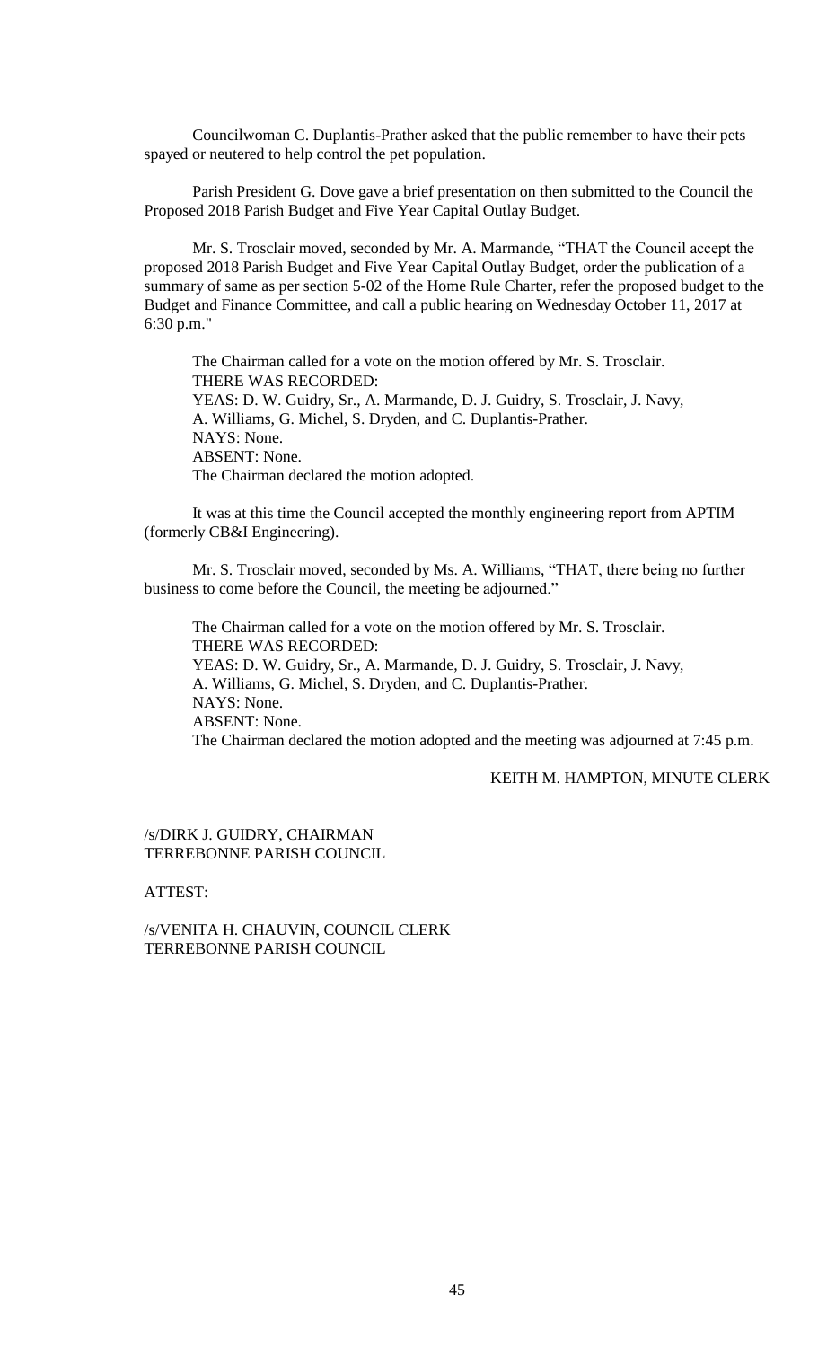Councilwoman C. Duplantis-Prather asked that the public remember to have their pets spayed or neutered to help control the pet population.

Parish President G. Dove gave a brief presentation on then submitted to the Council the Proposed 2018 Parish Budget and Five Year Capital Outlay Budget.

Mr. S. Trosclair moved, seconded by Mr. A. Marmande, "THAT the Council accept the proposed 2018 Parish Budget and Five Year Capital Outlay Budget, order the publication of a summary of same as per section 5-02 of the Home Rule Charter, refer the proposed budget to the Budget and Finance Committee, and call a public hearing on Wednesday October 11, 2017 at 6:30 p.m."

The Chairman called for a vote on the motion offered by Mr. S. Trosclair.
THERE WAS RECORDED:
YEAS: D. W. Guidry, Sr., A. Marmande, D. J. Guidry, S. Trosclair, J. Navy, A. Williams, G. Michel, S. Dryden, and C. Duplantis-Prather.
NAYS: None.
ABSENT: None.
The Chairman declared the motion adopted.

It was at this time the Council accepted the monthly engineering report from APTIM (formerly CB&I Engineering).

Mr. S. Trosclair moved, seconded by Ms. A. Williams, "THAT, there being no further business to come before the Council, the meeting be adjourned."

The Chairman called for a vote on the motion offered by Mr. S. Trosclair.
THERE WAS RECORDED:
YEAS: D. W. Guidry, Sr., A. Marmande, D. J. Guidry, S. Trosclair, J. Navy, A. Williams, G. Michel, S. Dryden, and C. Duplantis-Prather.
NAYS: None.
ABSENT: None.
The Chairman declared the motion adopted and the meeting was adjourned at 7:45 p.m.

KEITH M. HAMPTON, MINUTE CLERK

/s/DIRK J. GUIDRY, CHAIRMAN
TERREBONNE PARISH COUNCIL

ATTEST:

/s/VENITA H. CHAUVIN, COUNCIL CLERK
TERREBONNE PARISH COUNCIL